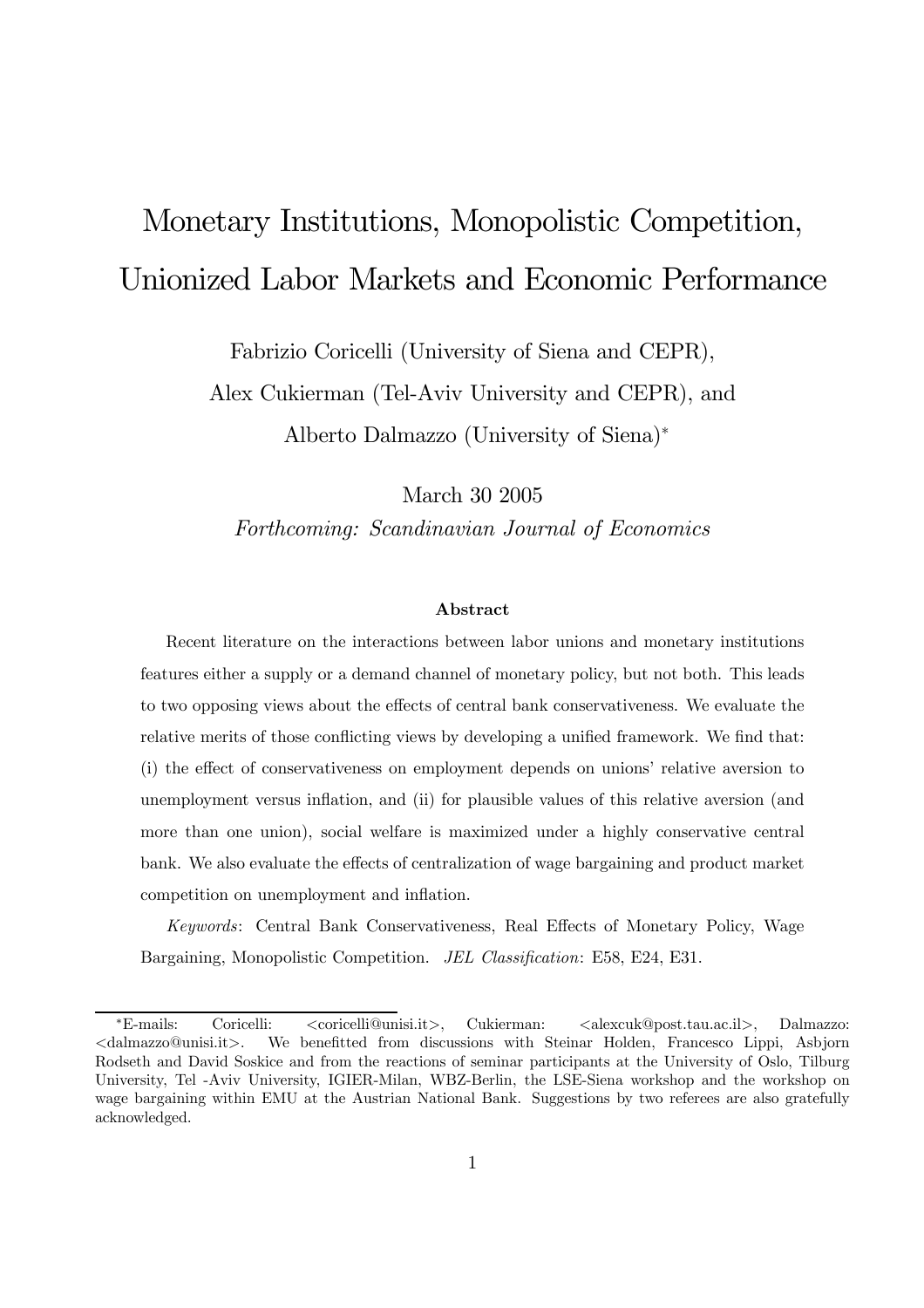# Monetary Institutions, Monopolistic Competition, Unionized Labor Markets and Economic Performance

Fabrizio Coricelli (University of Siena and CEPR),

Alex Cukierman (Tel-Aviv University and CEPR), and

Alberto Dalmazzo (University of Siena)*

March 30 2005

*Forthcoming: Scandinavian Journal of Economics*

### Abstract

Recent literature on the interactions between labor unions and monetary institutions features either a supply or a demand channel of monetary policy, but not both. This leads to two opposing views about the effects of central bank conservativeness. We evaluate the relative merits of those conflicting views by developing a unified framework. We find that: (i) the effect of conservativeness on employment depends on unions' relative aversion to unemployment versus inflation, and (ii) for plausible values of this relative aversion (and more than one union), social welfare is maximized under a highly conservative central bank. We also evaluate the effects of centralization of wage bargaining and product market competition on unemployment and inflation.

*Keywords*: Central Bank Conservativeness, Real Effects of Monetary Policy, Wage Bargaining, Monopolistic Competition. *JEL Classification*: E58, E24, E31.

---

*E-mails: Coricelli: <coricelli@unisi.it>, Cukierman: <alexcuk@post.tau.ac.il>, Dalmazzo: <dalmazzo@unisi.it>. We benefitted from discussions with Steinar Holden, Francesco Lippi, Asbjorn Rodseth and David Soskice and from the reactions of seminar participants at the University of Oslo, Tilburg University, Tel -Aviv University, IGIER-Milan, WBZ-Berlin, the LSE-Siena workshop and the workshop on wage bargaining within EMU at the Austrian National Bank. Suggestions by two referees are also gratefully acknowledged.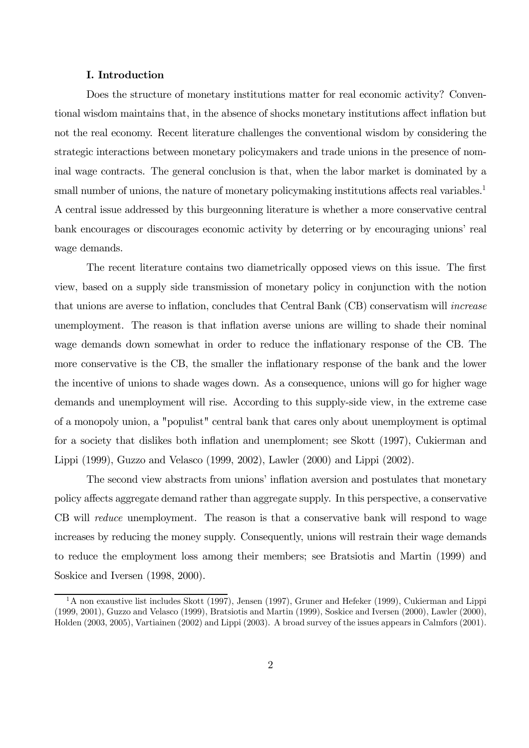## I. Introduction

Does the structure of monetary institutions matter for real economic activity? Conventional wisdom maintains that, in the absence of shocks monetary institutions affect inflation but not the real economy. Recent literature challenges the conventional wisdom by considering the strategic interactions between monetary policymakers and trade unions in the presence of nominal wage contracts. The general conclusion is that, when the labor market is dominated by a small number of unions, the nature of monetary policymaking institutions affects real variables.[1] A central issue addressed by this burgeonning literature is whether a more conservative central bank encourages or discourages economic activity by deterring or by encouraging unions' real wage demands.

The recent literature contains two diametrically opposed views on this issue. The first view, based on a supply side transmission of monetary policy in conjunction with the notion that unions are averse to inflation, concludes that Central Bank (CB) conservatism will *increase* unemployment. The reason is that inflation averse unions are willing to shade their nominal wage demands down somewhat in order to reduce the inflationary response of the CB. The more conservative is the CB, the smaller the inflationary response of the bank and the lower the incentive of unions to shade wages down. As a consequence, unions will go for higher wage demands and unemployment will rise. According to this supply-side view, in the extreme case of a monopoly union, a "populist" central bank that cares only about unemployment is optimal for a society that dislikes both inflation and unemploment; see Skott (1997), Cukierman and Lippi (1999), Guzzo and Velasco (1999, 2002), Lawler (2000) and Lippi (2002).

The second view abstracts from unions' inflation aversion and postulates that monetary policy affects aggregate demand rather than aggregate supply. In this perspective, a conservative CB will *reduce* unemployment. The reason is that a conservative bank will respond to wage increases by reducing the money supply. Consequently, unions will restrain their wage demands to reduce the employment loss among their members; see Bratsiotis and Martin (1999) and Soskice and Iversen (1998, 2000).

---

[1] A non exaustive list includes Skott (1997), Jensen (1997), Gruner and Hefeker (1999), Cukierman and Lippi (1999, 2001), Guzzo and Velasco (1999), Bratsiotis and Martin (1999), Soskice and Iversen (2000), Lawler (2000), Holden (2003, 2005), Vartiainen (2002) and Lippi (2003). A broad survey of the issues appears in Calmfors (2001).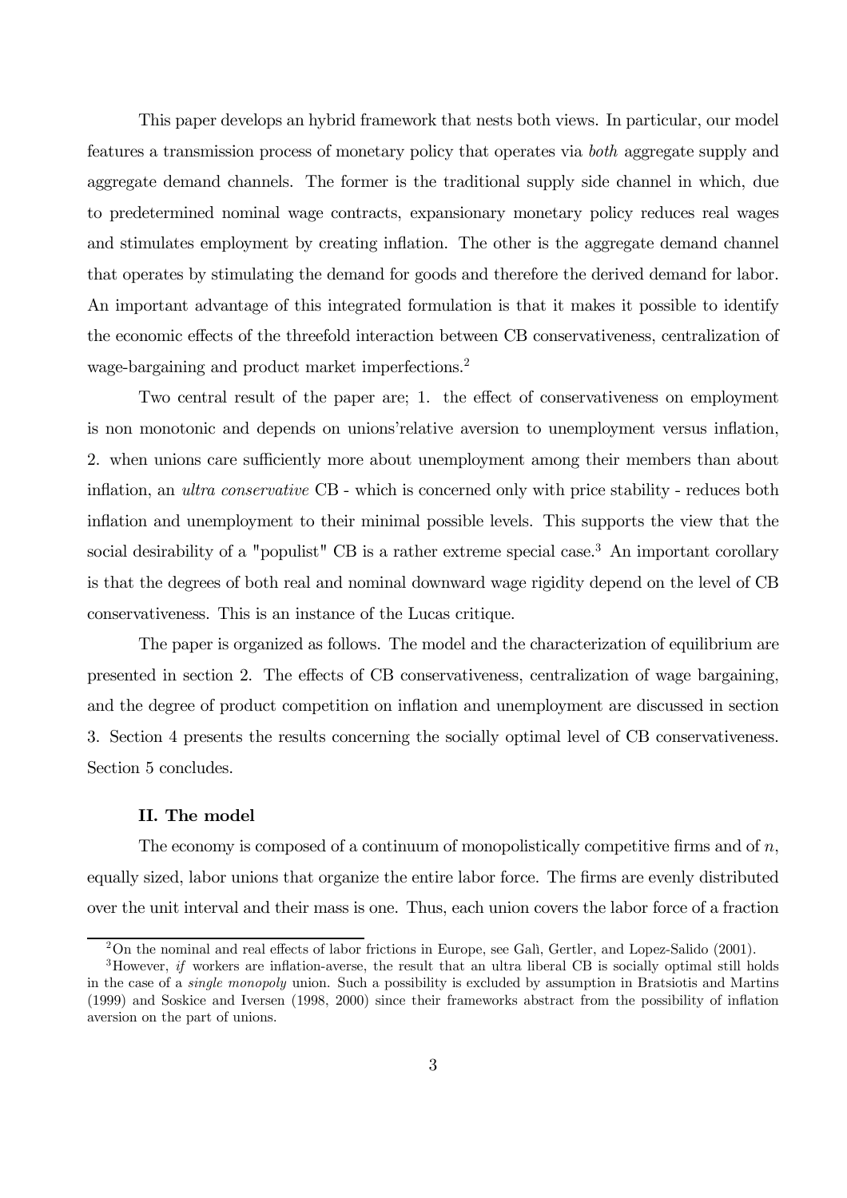This paper develops an hybrid framework that nests both views. In particular, our model features a transmission process of monetary policy that operates via *both* aggregate supply and aggregate demand channels. The former is the traditional supply side channel in which, due to predetermined nominal wage contracts, expansionary monetary policy reduces real wages and stimulates employment by creating inflation. The other is the aggregate demand channel that operates by stimulating the demand for goods and therefore the derived demand for labor. An important advantage of this integrated formulation is that it makes it possible to identify the economic effects of the threefold interaction between CB conservativeness, centralization of wage-bargaining and product market imperfections.[2]

Two central result of the paper are; 1. the effect of conservativeness on employment is non monotonic and depends on unions'relative aversion to unemployment versus inflation, 2. when unions care sufficiently more about unemployment among their members than about inflation, an *ultra conservative* CB - which is concerned only with price stability - reduces both inflation and unemployment to their minimal possible levels. This supports the view that the social desirability of a "populist" CB is a rather extreme special case.[3] An important corollary is that the degrees of both real and nominal downward wage rigidity depend on the level of CB conservativeness. This is an instance of the Lucas critique.

The paper is organized as follows. The model and the characterization of equilibrium are presented in section 2. The effects of CB conservativeness, centralization of wage bargaining, and the degree of product competition on inflation and unemployment are discussed in section 3. Section 4 presents the results concerning the socially optimal level of CB conservativeness. Section 5 concludes.

## II. The model

The economy is composed of a continuum of monopolistically competitive firms and of $n$, equally sized, labor unions that organize the entire labor force. The firms are evenly distributed over the unit interval and their mass is one. Thus, each union covers the labor force of a fraction

[2] On the nominal and real effects of labor frictions in Europe, see Galì, Gertler, and Lopez-Salido (2001).

[3] However, *if* workers are inflation-averse, the result that an ultra liberal CB is socially optimal still holds in the case of a *single monopoly* union. Such a possibility is excluded by assumption in Bratsiotis and Martins (1999) and Soskice and Iversen (1998, 2000) since their frameworks abstract from the possibility of inflation aversion on the part of unions.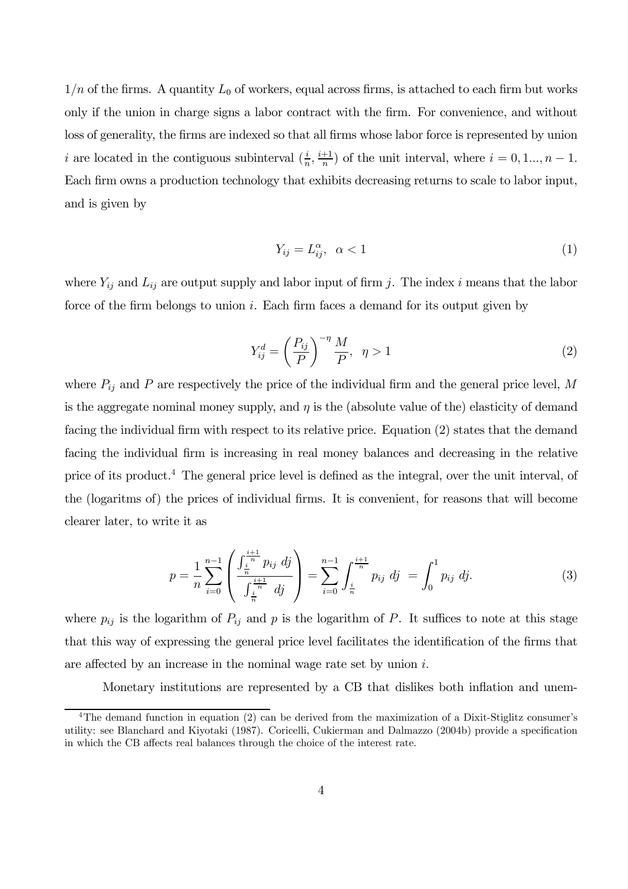$1/n$ of the firms. A quantity $L_0$ of workers, equal across firms, is attached to each firm but works only if the union in charge signs a labor contract with the firm. For convenience, and without loss of generality, the firms are indexed so that all firms whose labor force is represented by union $i$ are located in the contiguous subinterval $(\frac{i}{n}, \frac{i+1}{n})$ of the unit interval, where $i = 0, 1..., n-1$. Each firm owns a production technology that exhibits decreasing returns to scale to labor input, and is given by

$$Y_{ij} = L_{ij}^{\alpha}, \;\; \alpha < 1 \tag{1}$$

where $Y_{ij}$ and $L_{ij}$ are output supply and labor input of firm $j$. The index $i$ means that the labor force of the firm belongs to union $i$. Each firm faces a demand for its output given by

$$Y_{ij}^{d} = \left(\frac{P_{ij}}{P}\right)^{-\eta} \frac{M}{P}, \;\; \eta > 1 \tag{2}$$

where $P_{ij}$ and $P$ are respectively the price of the individual firm and the general price level, $M$ is the aggregate nominal money supply, and $\eta$ is the (absolute value of the) elasticity of demand facing the individual firm with respect to its relative price. Equation (2) states that the demand facing the individual firm is increasing in real money balances and decreasing in the relative price of its product.[4] The general price level is defined as the integral, over the unit interval, of the (logaritms of) the prices of individual firms. It is convenient, for reasons that will become clearer later, to write it as

$$p = \frac{1}{n} \sum_{i=0}^{n-1} \left( \frac{\int_{\frac{i}{n}}^{\frac{i+1}{n}} p_{ij} \; dj}{\int_{\frac{i}{n}}^{\frac{i+1}{n}} \; dj} \right) = \sum_{i=0}^{n-1} \int_{\frac{i}{n}}^{\frac{i+1}{n}} p_{ij} \; dj \; = \int_{0}^{1} p_{ij} \; dj. \tag{3}$$

where $p_{ij}$ is the logarithm of $P_{ij}$ and $p$ is the logarithm of $P$. It suffices to note at this stage that this way of expressing the general price level facilitates the identification of the firms that are affected by an increase in the nominal wage rate set by union $i$.

Monetary institutions are represented by a CB that dislikes both inflation and unem-

[4] The demand function in equation (2) can be derived from the maximization of a Dixit-Stiglitz consumer's utility: see Blanchard and Kiyotaki (1987). Coricelli, Cukierman and Dalmazzo (2004b) provide a specification in which the CB affects real balances through the choice of the interest rate.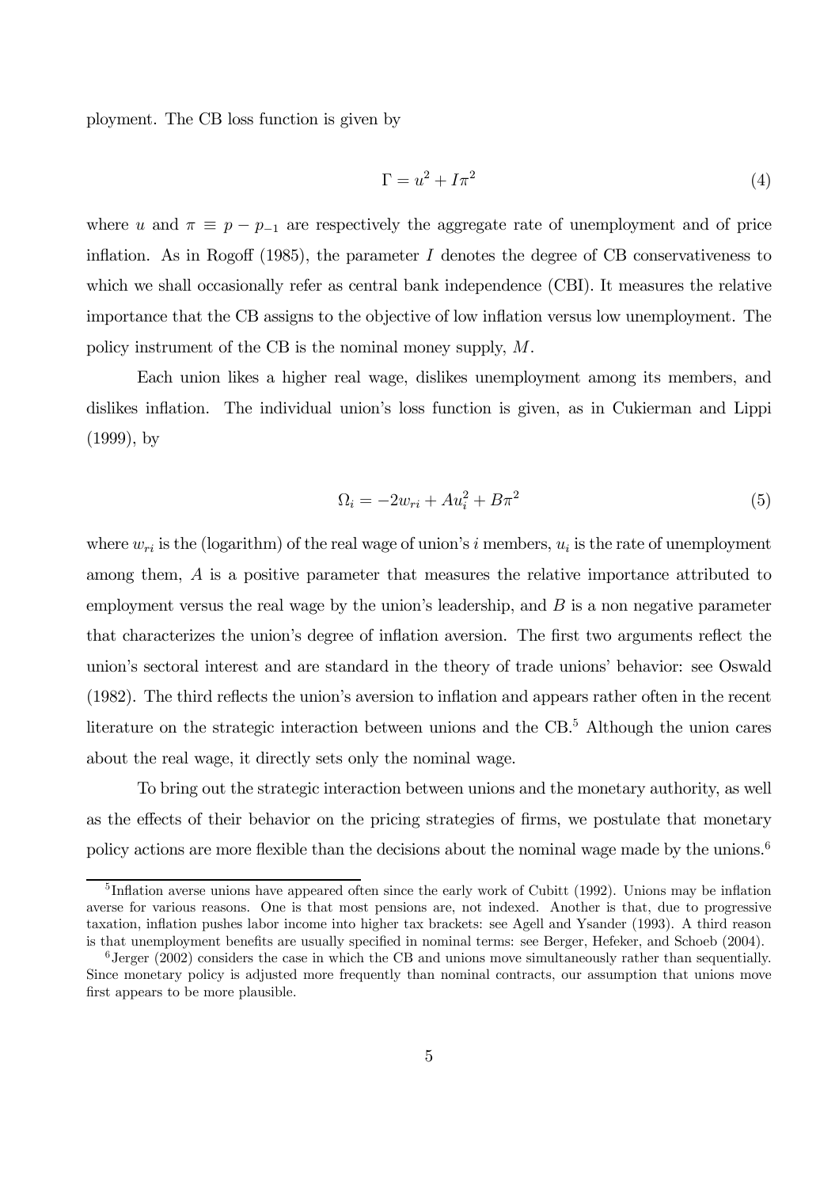ployment. The CB loss function is given by

$$\Gamma = u^2 + I\pi^2 \tag{4}$$

where $u$ and $\pi \equiv p - p_{-1}$ are respectively the aggregate rate of unemployment and of price inflation. As in Rogoff (1985), the parameter $I$ denotes the degree of CB conservativeness to which we shall occasionally refer as central bank independence (CBI). It measures the relative importance that the CB assigns to the objective of low inflation versus low unemployment. The policy instrument of the CB is the nominal money supply, $M$.

Each union likes a higher real wage, dislikes unemployment among its members, and dislikes inflation. The individual union's loss function is given, as in Cukierman and Lippi (1999), by

$$\Omega_i = -2w_{ri} + Au_i^2 + B\pi^2 \tag{5}$$

where $w_{ri}$ is the (logarithm) of the real wage of union's $i$ members, $u_i$ is the rate of unemployment among them, $A$ is a positive parameter that measures the relative importance attributed to employment versus the real wage by the union's leadership, and $B$ is a non negative parameter that characterizes the union's degree of inflation aversion. The first two arguments reflect the union's sectoral interest and are standard in the theory of trade unions' behavior: see Oswald (1982). The third reflects the union's aversion to inflation and appears rather often in the recent literature on the strategic interaction between unions and the CB.[5] Although the union cares about the real wage, it directly sets only the nominal wage.

To bring out the strategic interaction between unions and the monetary authority, as well as the effects of their behavior on the pricing strategies of firms, we postulate that monetary policy actions are more flexible than the decisions about the nominal wage made by the unions.[6]

[5] Inflation averse unions have appeared often since the early work of Cubitt (1992). Unions may be inflation averse for various reasons. One is that most pensions are, not indexed. Another is that, due to progressive taxation, inflation pushes labor income into higher tax brackets: see Agell and Ysander (1993). A third reason is that unemployment benefits are usually specified in nominal terms: see Berger, Hefeker, and Schoeb (2004).

[6] Jerger (2002) considers the case in which the CB and unions move simultaneously rather than sequentially. Since monetary policy is adjusted more frequently than nominal contracts, our assumption that unions move first appears to be more plausible.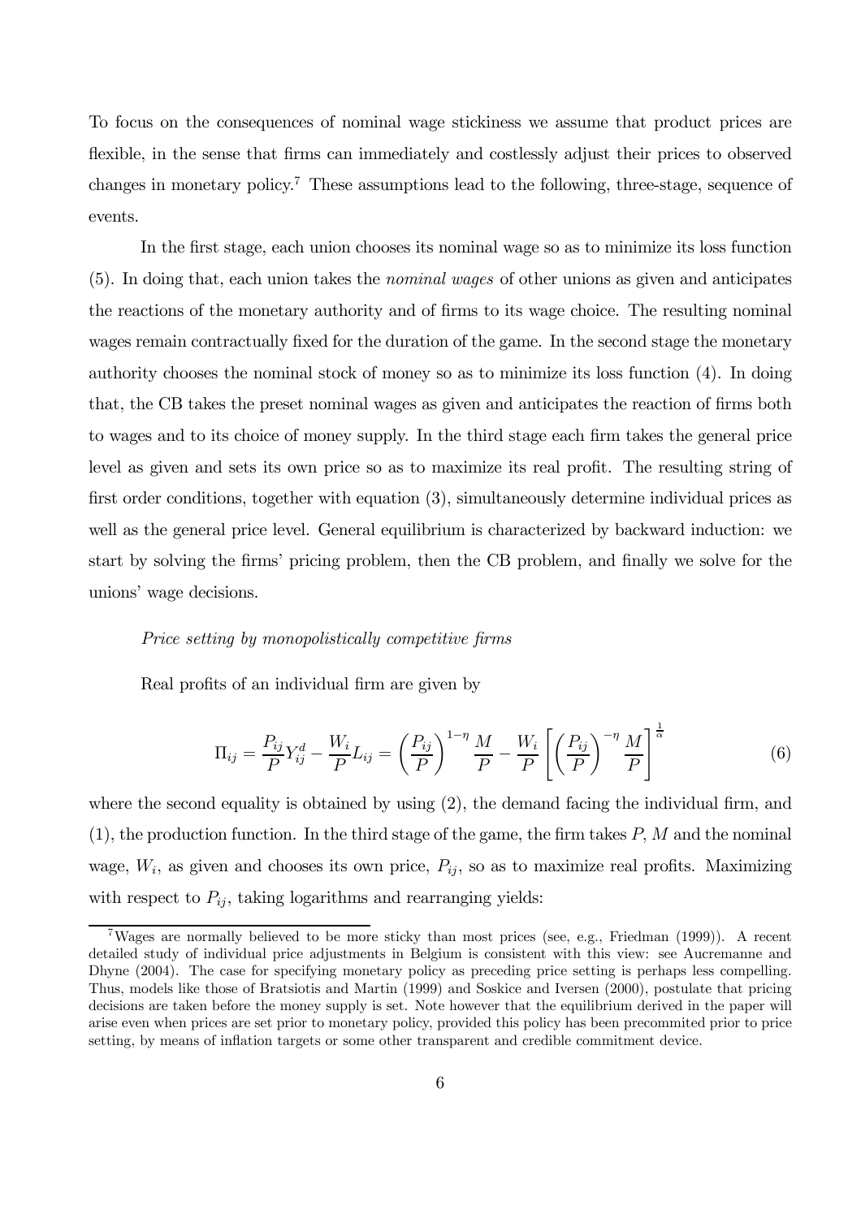To focus on the consequences of nominal wage stickiness we assume that product prices are flexible, in the sense that firms can immediately and costlessly adjust their prices to observed changes in monetary policy.[7] These assumptions lead to the following, three-stage, sequence of events.

In the first stage, each union chooses its nominal wage so as to minimize its loss function (5). In doing that, each union takes the *nominal wages* of other unions as given and anticipates the reactions of the monetary authority and of firms to its wage choice. The resulting nominal wages remain contractually fixed for the duration of the game. In the second stage the monetary authority chooses the nominal stock of money so as to minimize its loss function (4). In doing that, the CB takes the preset nominal wages as given and anticipates the reaction of firms both to wages and to its choice of money supply. In the third stage each firm takes the general price level as given and sets its own price so as to maximize its real profit. The resulting string of first order conditions, together with equation (3), simultaneously determine individual prices as well as the general price level. General equilibrium is characterized by backward induction: we start by solving the firms' pricing problem, then the CB problem, and finally we solve for the unions' wage decisions.

*Price setting by monopolistically competitive firms*

Real profits of an individual firm are given by

$$\Pi_{ij} = \frac{P_{ij}}{P} Y_{ij}^d - \frac{W_i}{P} L_{ij} = \left(\frac{P_{ij}}{P}\right)^{1-\eta} \frac{M}{P} - \frac{W_i}{P} \left[\left(\frac{P_{ij}}{P}\right)^{-\eta} \frac{M}{P}\right]^{\frac{1}{\alpha}} \tag{6}$$

where the second equality is obtained by using (2), the demand facing the individual firm, and (1), the production function. In the third stage of the game, the firm takes $P$, $M$ and the nominal wage, $W_i$, as given and chooses its own price, $P_{ij}$, so as to maximize real profits. Maximizing with respect to $P_{ij}$, taking logarithms and rearranging yields:

[7] Wages are normally believed to be more sticky than most prices (see, e.g., Friedman (1999)). A recent detailed study of individual price adjustments in Belgium is consistent with this view: see Aucremanne and Dhyne (2004). The case for specifying monetary policy as preceding price setting is perhaps less compelling. Thus, models like those of Bratsiotis and Martin (1999) and Soskice and Iversen (2000), postulate that pricing decisions are taken before the money supply is set. Note however that the equilibrium derived in the paper will arise even when prices are set prior to monetary policy, provided this policy has been precommited prior to price setting, by means of inflation targets or some other transparent and credible commitment device.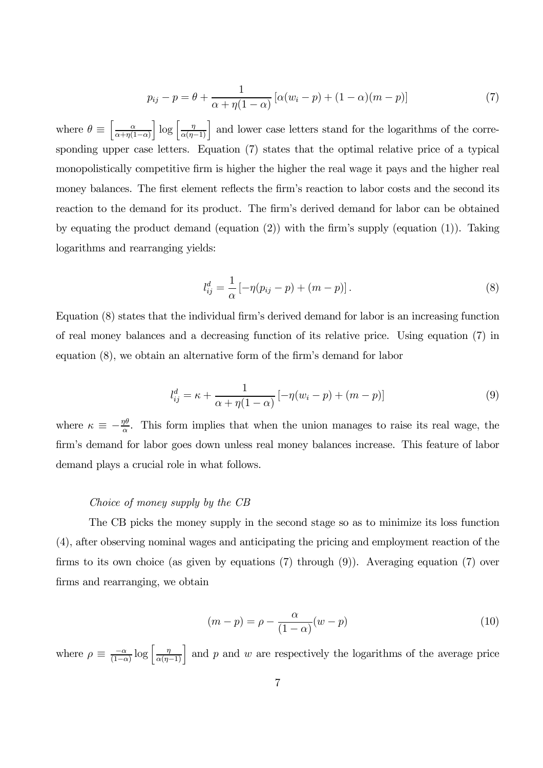$$p_{ij} - p = \theta + \frac{1}{\alpha + \eta(1-\alpha)} \left[ \alpha(w_i - p) + (1-\alpha)(m-p) \right] \tag{7}$$

where $\theta \equiv \left[\frac{\alpha}{\alpha+\eta(1-\alpha)}\right] \log \left[\frac{\eta}{\alpha(\eta-1)}\right]$ and lower case letters stand for the logarithms of the corresponding upper case letters. Equation (7) states that the optimal relative price of a typical monopolistically competitive firm is higher the higher the real wage it pays and the higher real money balances. The first element reflects the firm's reaction to labor costs and the second its reaction to the demand for its product. The firm's derived demand for labor can be obtained by equating the product demand (equation (2)) with the firm's supply (equation (1)). Taking logarithms and rearranging yields:

$$l_{ij}^d = \frac{1}{\alpha} \left[ -\eta(p_{ij} - p) + (m-p) \right]. \tag{8}$$

Equation (8) states that the individual firm's derived demand for labor is an increasing function of real money balances and a decreasing function of its relative price. Using equation (7) in equation (8), we obtain an alternative form of the firm's demand for labor

$$l_{ij}^d = \kappa + \frac{1}{\alpha + \eta(1-\alpha)} \left[ -\eta(w_i - p) + (m-p) \right] \tag{9}$$

where $\kappa \equiv -\frac{\eta\theta}{\alpha}$. This form implies that when the union manages to raise its real wage, the firm's demand for labor goes down unless real money balances increase. This feature of labor demand plays a crucial role in what follows.

*Choice of money supply by the CB*

The CB picks the money supply in the second stage so as to minimize its loss function (4), after observing nominal wages and anticipating the pricing and employment reaction of the firms to its own choice (as given by equations (7) through (9)). Averaging equation (7) over firms and rearranging, we obtain

$$(m-p) = \rho - \frac{\alpha}{(1-\alpha)}(w-p) \tag{10}$$

where $\rho \equiv \frac{-\alpha}{(1-\alpha)} \log \left[\frac{\eta}{\alpha(\eta-1)}\right]$ and $p$ and $w$ are respectively the logarithms of the average price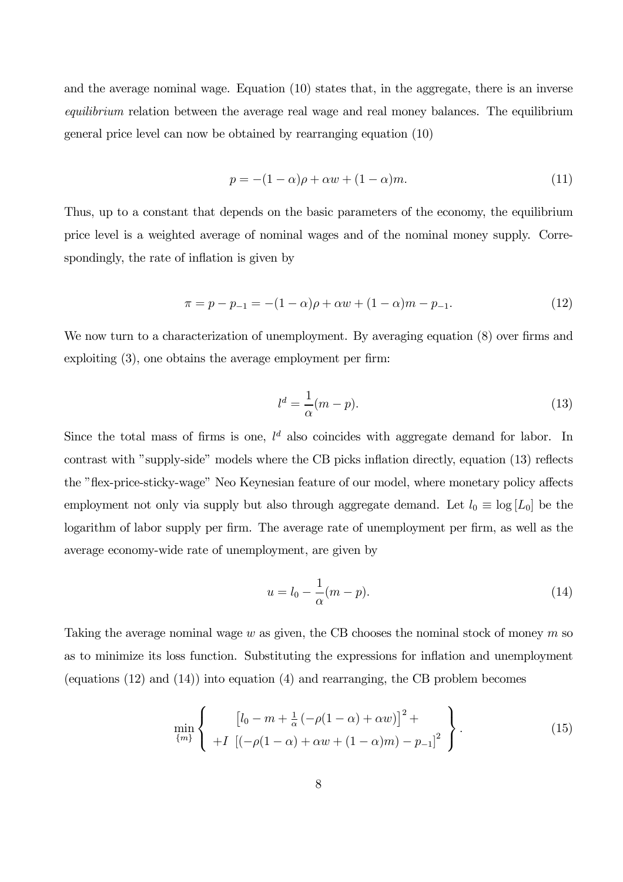and the average nominal wage. Equation (10) states that, in the aggregate, there is an inverse *equilibrium* relation between the average real wage and real money balances. The equilibrium general price level can now be obtained by rearranging equation (10)

$$p = -(1-\alpha)\rho + \alpha w + (1-\alpha)m. \tag{11}$$

Thus, up to a constant that depends on the basic parameters of the economy, the equilibrium price level is a weighted average of nominal wages and of the nominal money supply. Correspondingly, the rate of inflation is given by

$$\pi = p - p_{-1} = -(1-\alpha)\rho + \alpha w + (1-\alpha)m - p_{-1}. \tag{12}$$

We now turn to a characterization of unemployment. By averaging equation (8) over firms and exploiting (3), one obtains the average employment per firm:

$$l^d = \frac{1}{\alpha}(m-p). \tag{13}$$

Since the total mass of firms is one, $l^d$ also coincides with aggregate demand for labor. In contrast with "supply-side" models where the CB picks inflation directly, equation (13) reflects the "flex-price-sticky-wage" Neo Keynesian feature of our model, where monetary policy affects employment not only via supply but also through aggregate demand. Let $l_0 \equiv \log[L_0]$ be the logarithm of labor supply per firm. The average rate of unemployment per firm, as well as the average economy-wide rate of unemployment, are given by

$$u = l_0 - \frac{1}{\alpha}(m-p). \tag{14}$$

Taking the average nominal wage $w$ as given, the CB chooses the nominal stock of money $m$ so as to minimize its loss function. Substituting the expressions for inflation and unemployment (equations (12) and (14)) into equation (4) and rearranging, the CB problem becomes

$$\min_{\{m\}} \left\{ \begin{array}{c} \left[l_0 - m + \frac{1}{\alpha}\left(-\rho(1-\alpha) + \alpha w\right)\right]^2 + \\ +I\ \left[(-\rho(1-\alpha) + \alpha w + (1-\alpha)m) - p_{-1}\right]^2 \end{array} \right\}. \tag{15}$$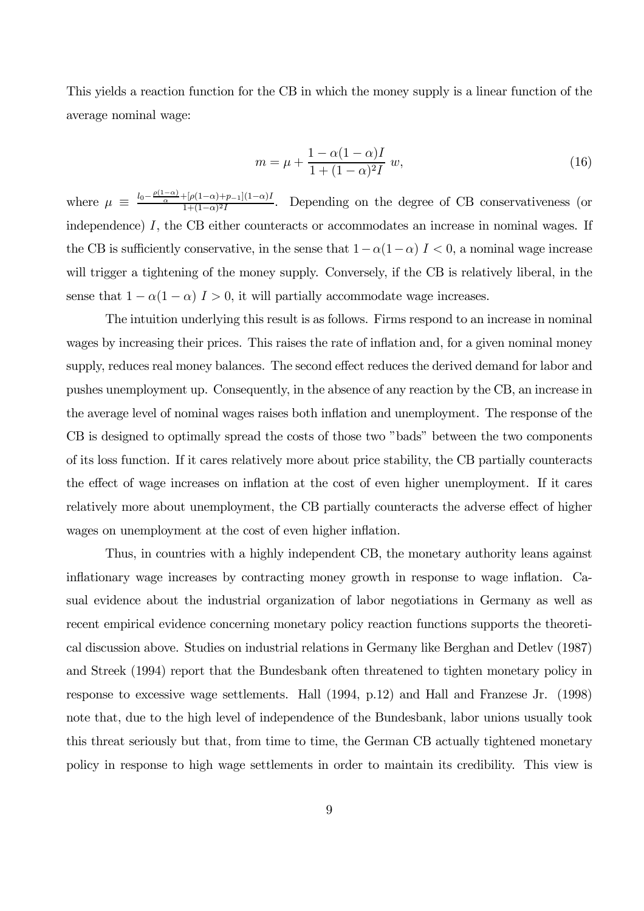This yields a reaction function for the CB in which the money supply is a linear function of the average nominal wage:

$$m = \mu + \frac{1 - \alpha(1-\alpha)I}{1 + (1-\alpha)^2 I}\ w, \tag{16}$$

where $\mu \equiv \frac{l_0 - \frac{\rho(1-\alpha)}{\alpha} + [\rho(1-\alpha) + p_{-1}](1-\alpha)I}{1+(1-\alpha)^2 I}$. Depending on the degree of CB conservativeness (or independence) $I$, the CB either counteracts or accommodates an increase in nominal wages. If the CB is sufficiently conservative, in the sense that $1 - \alpha(1-\alpha)\ I < 0$, a nominal wage increase will trigger a tightening of the money supply. Conversely, if the CB is relatively liberal, in the sense that $1 - \alpha(1-\alpha)\ I > 0$, it will partially accommodate wage increases.

The intuition underlying this result is as follows. Firms respond to an increase in nominal wages by increasing their prices. This raises the rate of inflation and, for a given nominal money supply, reduces real money balances. The second effect reduces the derived demand for labor and pushes unemployment up. Consequently, in the absence of any reaction by the CB, an increase in the average level of nominal wages raises both inflation and unemployment. The response of the CB is designed to optimally spread the costs of those two "bads" between the two components of its loss function. If it cares relatively more about price stability, the CB partially counteracts the effect of wage increases on inflation at the cost of even higher unemployment. If it cares relatively more about unemployment, the CB partially counteracts the adverse effect of higher wages on unemployment at the cost of even higher inflation.

Thus, in countries with a highly independent CB, the monetary authority leans against inflationary wage increases by contracting money growth in response to wage inflation. Casual evidence about the industrial organization of labor negotiations in Germany as well as recent empirical evidence concerning monetary policy reaction functions supports the theoretical discussion above. Studies on industrial relations in Germany like Berghan and Detlev (1987) and Streek (1994) report that the Bundesbank often threatened to tighten monetary policy in response to excessive wage settlements. Hall (1994, p.12) and Hall and Franzese Jr. (1998) note that, due to the high level of independence of the Bundesbank, labor unions usually took this threat seriously but that, from time to time, the German CB actually tightened monetary policy in response to high wage settlements in order to maintain its credibility. This view is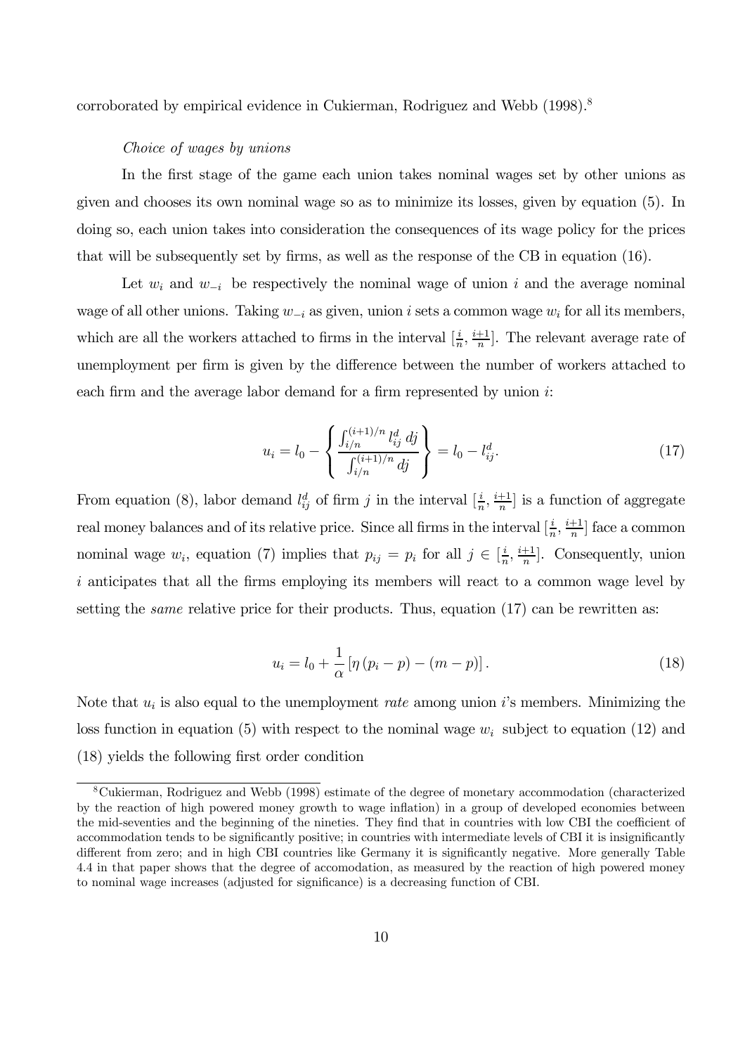corroborated by empirical evidence in Cukierman, Rodriguez and Webb (1998).[8]

*Choice of wages by unions*

In the first stage of the game each union takes nominal wages set by other unions as given and chooses its own nominal wage so as to minimize its losses, given by equation (5). In doing so, each union takes into consideration the consequences of its wage policy for the prices that will be subsequently set by firms, as well as the response of the CB in equation (16).

Let $w_i$ and $w_{-i}$ be respectively the nominal wage of union $i$ and the average nominal wage of all other unions. Taking $w_{-i}$ as given, union $i$ sets a common wage $w_i$ for all its members, which are all the workers attached to firms in the interval $[\frac{i}{n}, \frac{i+1}{n}]$. The relevant average rate of unemployment per firm is given by the difference between the number of workers attached to each firm and the average labor demand for a firm represented by union $i$:

$$u_i = l_0 - \left\{ \frac{\int_{i/n}^{(i+1)/n} l_{ij}^d \, dj}{\int_{i/n}^{(i+1)/n} dj} \right\} = l_0 - l_{ij}^d. \tag{17}$$

From equation (8), labor demand $l_{ij}^d$ of firm $j$ in the interval $[\frac{i}{n}, \frac{i+1}{n}]$ is a function of aggregate real money balances and of its relative price. Since all firms in the interval $[\frac{i}{n}, \frac{i+1}{n}]$ face a common nominal wage $w_i$, equation (7) implies that $p_{ij} = p_i$ for all $j \in [\frac{i}{n}, \frac{i+1}{n}]$. Consequently, union $i$ anticipates that all the firms employing its members will react to a common wage level by setting the *same* relative price for their products. Thus, equation (17) can be rewritten as:

$$u_i = l_0 + \frac{1}{\alpha} \left[ \eta \left( p_i - p \right) - (m - p) \right]. \tag{18}$$

Note that $u_i$ is also equal to the unemployment *rate* among union $i$'s members. Minimizing the loss function in equation (5) with respect to the nominal wage $w_i$ subject to equation (12) and (18) yields the following first order condition

[8] Cukierman, Rodriguez and Webb (1998) estimate of the degree of monetary accommodation (characterized by the reaction of high powered money growth to wage inflation) in a group of developed economies between the mid-seventies and the beginning of the nineties. They find that in countries with low CBI the coefficient of accommodation tends to be significantly positive; in countries with intermediate levels of CBI it is insignificantly different from zero; and in high CBI countries like Germany it is significantly negative. More generally Table 4.4 in that paper shows that the degree of accomodation, as measured by the reaction of high powered money to nominal wage increases (adjusted for significance) is a decreasing function of CBI.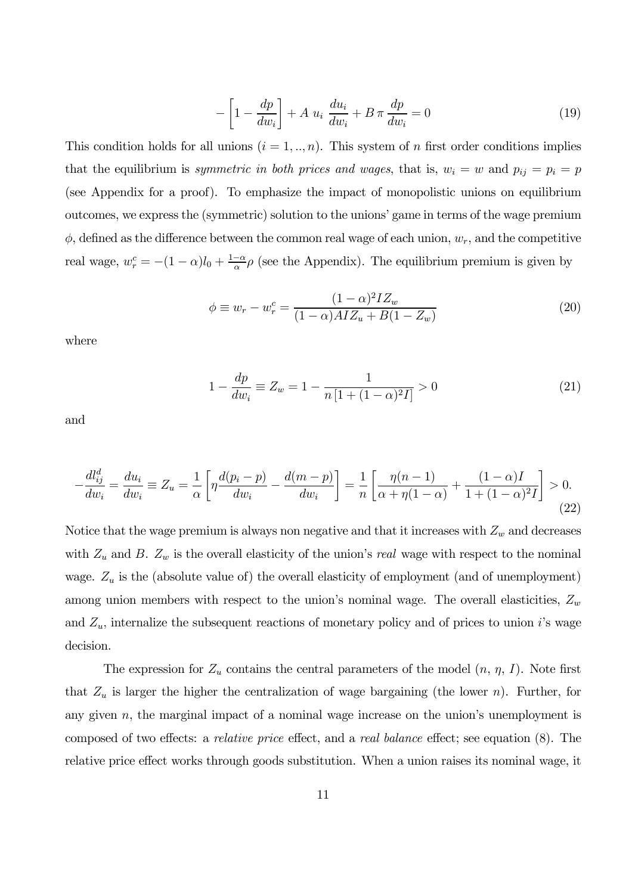$$
-\left[1-\frac{dp}{dw_i}\right]+A\ u_i\ \frac{du_i}{dw_i}+B\,\pi\,\frac{dp}{dw_i}=0 \tag{19}
$$

This condition holds for all unions ($i = 1, .., n$). This system of $n$ first order conditions implies that the equilibrium is *symmetric in both prices and wages*, that is, $w_i = w$ and $p_{ij} = p_i = p$ (see Appendix for a proof). To emphasize the impact of monopolistic unions on equilibrium outcomes, we express the (symmetric) solution to the unions' game in terms of the wage premium $\phi$, defined as the difference between the common real wage of each union, $w_r$, and the competitive real wage, $w_r^c = -(1-\alpha)l_0 + \frac{1-\alpha}{\alpha}\rho$ (see the Appendix). The equilibrium premium is given by

$$
\phi \equiv w_r - w_r^c = \frac{(1-\alpha)^2 I Z_w}{(1-\alpha)AIZ_u + B(1-Z_w)} \tag{20}
$$

where

$$
1-\frac{dp}{dw_i} \equiv Z_w = 1-\frac{1}{n\left[1+(1-\alpha)^2 I\right]} > 0 \tag{21}
$$

and

$$
-\frac{dl_{ij}^d}{dw_i} = \frac{du_i}{dw_i} \equiv Z_u = \frac{1}{\alpha}\left[\eta\frac{d(p_i-p)}{dw_i} - \frac{d(m-p)}{dw_i}\right] = \frac{1}{n}\left[\frac{\eta(n-1)}{\alpha+\eta(1-\alpha)} + \frac{(1-\alpha)I}{1+(1-\alpha)^2 I}\right] > 0. \tag{22}
$$

Notice that the wage premium is always non negative and that it increases with $Z_w$ and decreases with $Z_u$ and $B$. $Z_w$ is the overall elasticity of the union's *real* wage with respect to the nominal wage. $Z_u$ is the (absolute value of) the overall elasticity of employment (and of unemployment) among union members with respect to the union's nominal wage. The overall elasticities, $Z_w$ and $Z_u$, internalize the subsequent reactions of monetary policy and of prices to union $i$'s wage decision.

The expression for $Z_u$ contains the central parameters of the model ($n$, $\eta$, $I$). Note first that $Z_u$ is larger the higher the centralization of wage bargaining (the lower $n$). Further, for any given $n$, the marginal impact of a nominal wage increase on the union's unemployment is composed of two effects: a *relative price* effect, and a *real balance* effect; see equation (8). The relative price effect works through goods substitution. When a union raises its nominal wage, it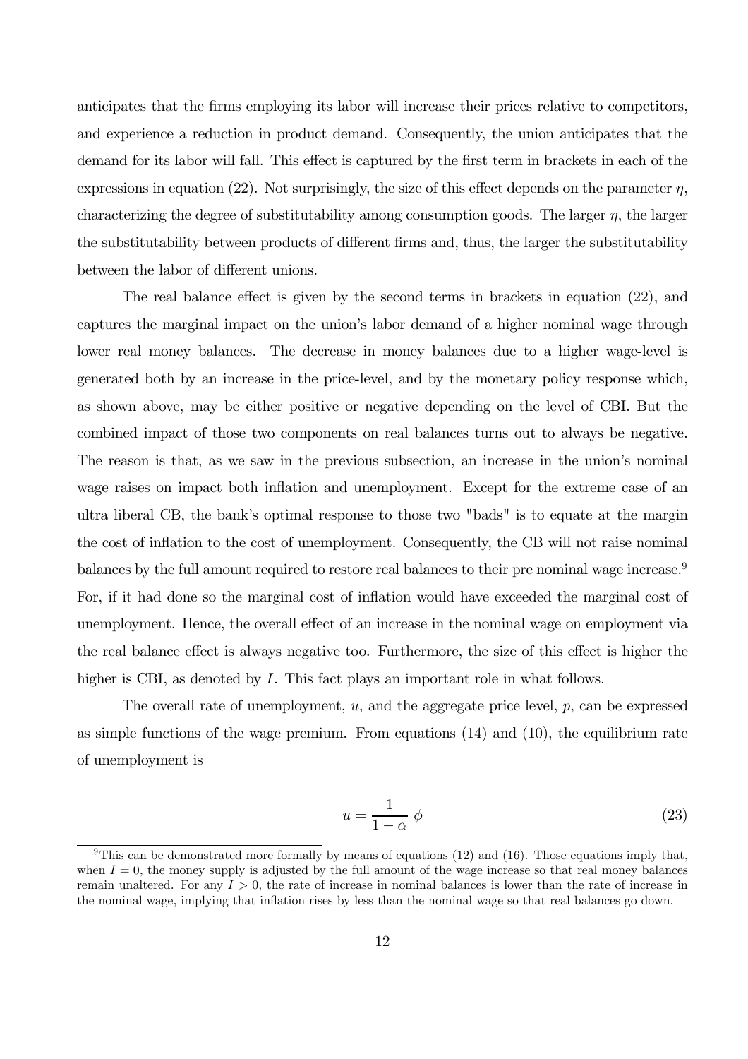anticipates that the firms employing its labor will increase their prices relative to competitors, and experience a reduction in product demand. Consequently, the union anticipates that the demand for its labor will fall. This effect is captured by the first term in brackets in each of the expressions in equation (22). Not surprisingly, the size of this effect depends on the parameter $\eta$, characterizing the degree of substitutability among consumption goods. The larger $\eta$, the larger the substitutability between products of different firms and, thus, the larger the substitutability between the labor of different unions.

The real balance effect is given by the second terms in brackets in equation (22), and captures the marginal impact on the union's labor demand of a higher nominal wage through lower real money balances. The decrease in money balances due to a higher wage-level is generated both by an increase in the price-level, and by the monetary policy response which, as shown above, may be either positive or negative depending on the level of CBI. But the combined impact of those two components on real balances turns out to always be negative. The reason is that, as we saw in the previous subsection, an increase in the union's nominal wage raises on impact both inflation and unemployment. Except for the extreme case of an ultra liberal CB, the bank's optimal response to those two "bads" is to equate at the margin the cost of inflation to the cost of unemployment. Consequently, the CB will not raise nominal balances by the full amount required to restore real balances to their pre nominal wage increase.[9] For, if it had done so the marginal cost of inflation would have exceeded the marginal cost of unemployment. Hence, the overall effect of an increase in the nominal wage on employment via the real balance effect is always negative too. Furthermore, the size of this effect is higher the higher is CBI, as denoted by $I$. This fact plays an important role in what follows.

The overall rate of unemployment, $u$, and the aggregate price level, $p$, can be expressed as simple functions of the wage premium. From equations (14) and (10), the equilibrium rate of unemployment is

$$u = \frac{1}{1-\alpha}\,\phi \tag{23}$$

[9] This can be demonstrated more formally by means of equations (12) and (16). Those equations imply that, when $I = 0$, the money supply is adjusted by the full amount of the wage increase so that real money balances remain unaltered. For any $I > 0$, the rate of increase in nominal balances is lower than the rate of increase in the nominal wage, implying that inflation rises by less than the nominal wage so that real balances go down.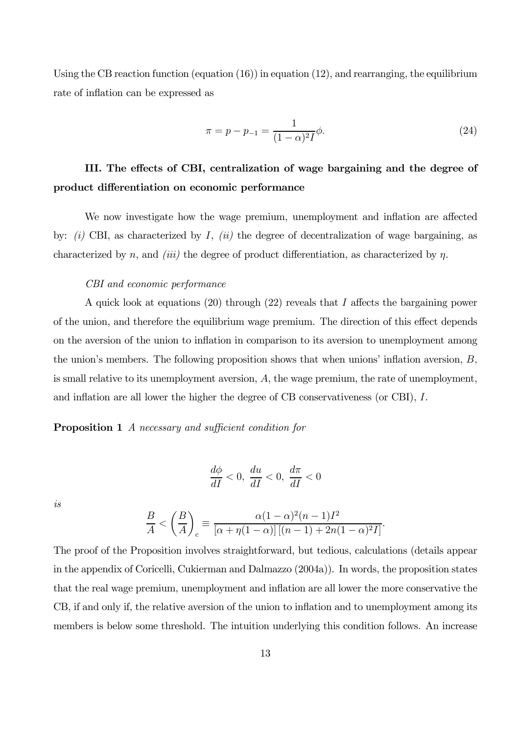Using the CB reaction function (equation (16)) in equation (12), and rearranging, the equilibrium rate of inflation can be expressed as

$$\pi = p - p_{-1} = \frac{1}{(1-\alpha)^2 I}\phi. \tag{24}$$

### III. The effects of CBI, centralization of wage bargaining and the degree of product differentiation on economic performance

We now investigate how the wage premium, unemployment and inflation are affected by: *(i)* CBI, as characterized by $I$, *(ii)* the degree of decentralization of wage bargaining, as characterized by $n$, and *(iii)* the degree of product differentiation, as characterized by $\eta$.

*CBI and economic performance*

A quick look at equations (20) through (22) reveals that $I$ affects the bargaining power of the union, and therefore the equilibrium wage premium. The direction of this effect depends on the aversion of the union to inflation in comparison to its aversion to unemployment among the union's members. The following proposition shows that when unions' inflation aversion, $B$, is small relative to its unemployment aversion, $A$, the wage premium, the rate of unemployment, and inflation are all lower the higher the degree of CB conservativeness (or CBI), $I$.

**Proposition 1** *A necessary and sufficient condition for*

$$\frac{d\phi}{dI} < 0,\ \frac{du}{dI} < 0,\ \frac{d\pi}{dI} < 0$$

*is*

$$\frac{B}{A} < \left(\frac{B}{A}\right)_c \equiv \frac{\alpha(1-\alpha)^2(n-1)I^2}{[\alpha + \eta(1-\alpha)]\left[(n-1) + 2n(1-\alpha)^2 I\right]}.$$

The proof of the Proposition involves straightforward, but tedious, calculations (details appear in the appendix of Coricelli, Cukierman and Dalmazzo (2004a)). In words, the proposition states that the real wage premium, unemployment and inflation are all lower the more conservative the CB, if and only if, the relative aversion of the union to inflation and to unemployment among its members is below some threshold. The intuition underlying this condition follows. An increase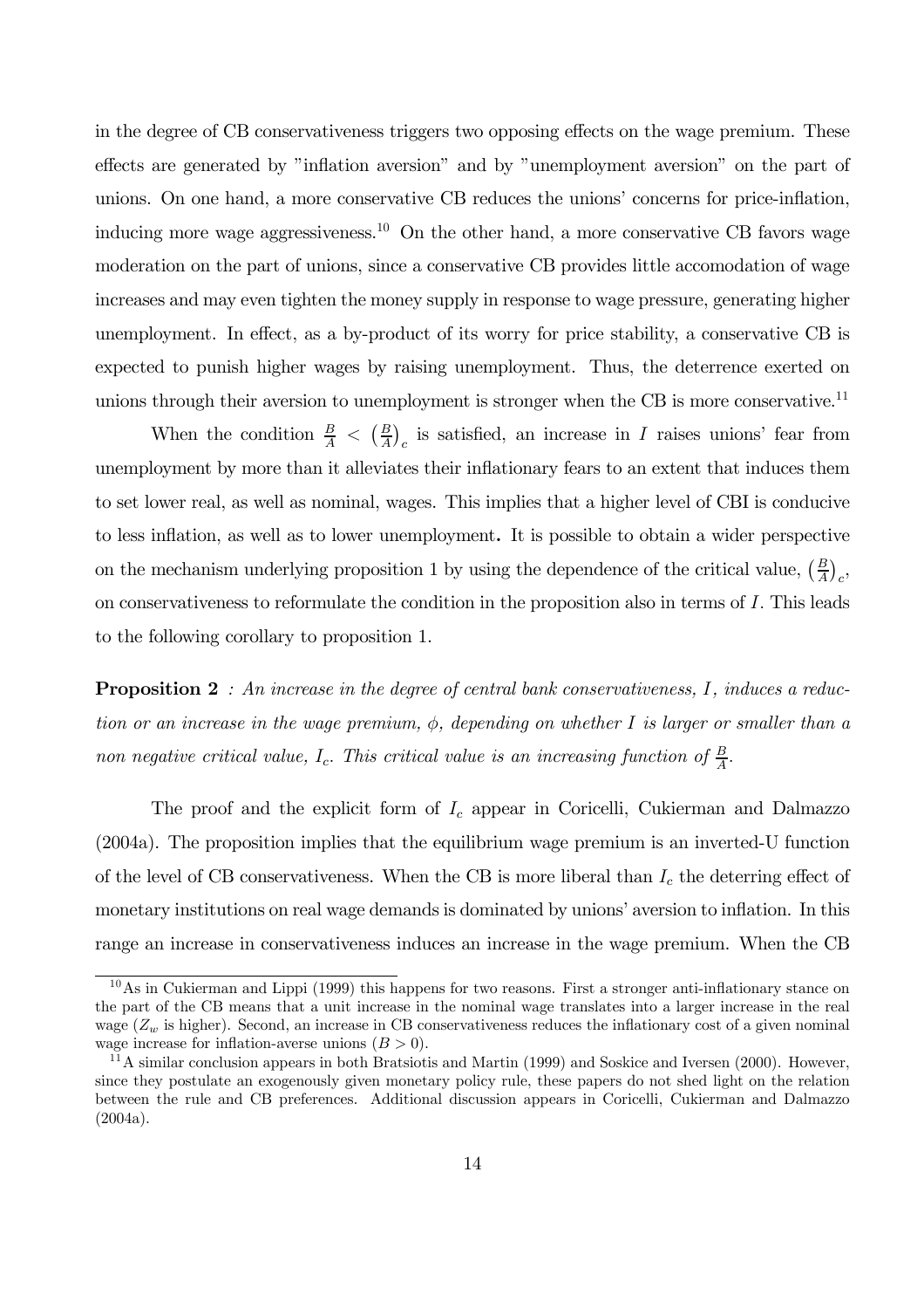in the degree of CB conservativeness triggers two opposing effects on the wage premium. These effects are generated by "inflation aversion" and by "unemployment aversion" on the part of unions. On one hand, a more conservative CB reduces the unions' concerns for price-inflation, inducing more wage aggressiveness.[10] On the other hand, a more conservative CB favors wage moderation on the part of unions, since a conservative CB provides little accomodation of wage increases and may even tighten the money supply in response to wage pressure, generating higher unemployment. In effect, as a by-product of its worry for price stability, a conservative CB is expected to punish higher wages by raising unemployment. Thus, the deterrence exerted on unions through their aversion to unemployment is stronger when the CB is more conservative.[11]

When the condition $\frac{B}{A} < \left(\frac{B}{A}\right)_c$ is satisfied, an increase in $I$ raises unions' fear from unemployment by more than it alleviates their inflationary fears to an extent that induces them to set lower real, as well as nominal, wages. This implies that a higher level of CBI is conducive to less inflation, as well as to lower unemployment**.** It is possible to obtain a wider perspective on the mechanism underlying proposition 1 by using the dependence of the critical value, $\left(\frac{B}{A}\right)_c$, on conservativeness to reformulate the condition in the proposition also in terms of $I$. This leads to the following corollary to proposition 1.

**Proposition 2** *: An increase in the degree of central bank conservativeness, $I$, induces a reduction or an increase in the wage premium, $\phi$, depending on whether $I$ is larger or smaller than a non negative critical value, $I_c$. This critical value is an increasing function of $\frac{B}{A}$.*

The proof and the explicit form of $I_c$ appear in Coricelli, Cukierman and Dalmazzo (2004a). The proposition implies that the equilibrium wage premium is an inverted-U function of the level of CB conservativeness. When the CB is more liberal than $I_c$ the deterring effect of monetary institutions on real wage demands is dominated by unions' aversion to inflation. In this range an increase in conservativeness induces an increase in the wage premium. When the CB

---

[10] As in Cukierman and Lippi (1999) this happens for two reasons. First a stronger anti-inflationary stance on the part of the CB means that a unit increase in the nominal wage translates into a larger increase in the real wage ($Z_w$ is higher). Second, an increase in CB conservativeness reduces the inflationary cost of a given nominal wage increase for inflation-averse unions ($B > 0$).

[11] A similar conclusion appears in both Bratsiotis and Martin (1999) and Soskice and Iversen (2000). However, since they postulate an exogenously given monetary policy rule, these papers do not shed light on the relation between the rule and CB preferences. Additional discussion appears in Coricelli, Cukierman and Dalmazzo (2004a).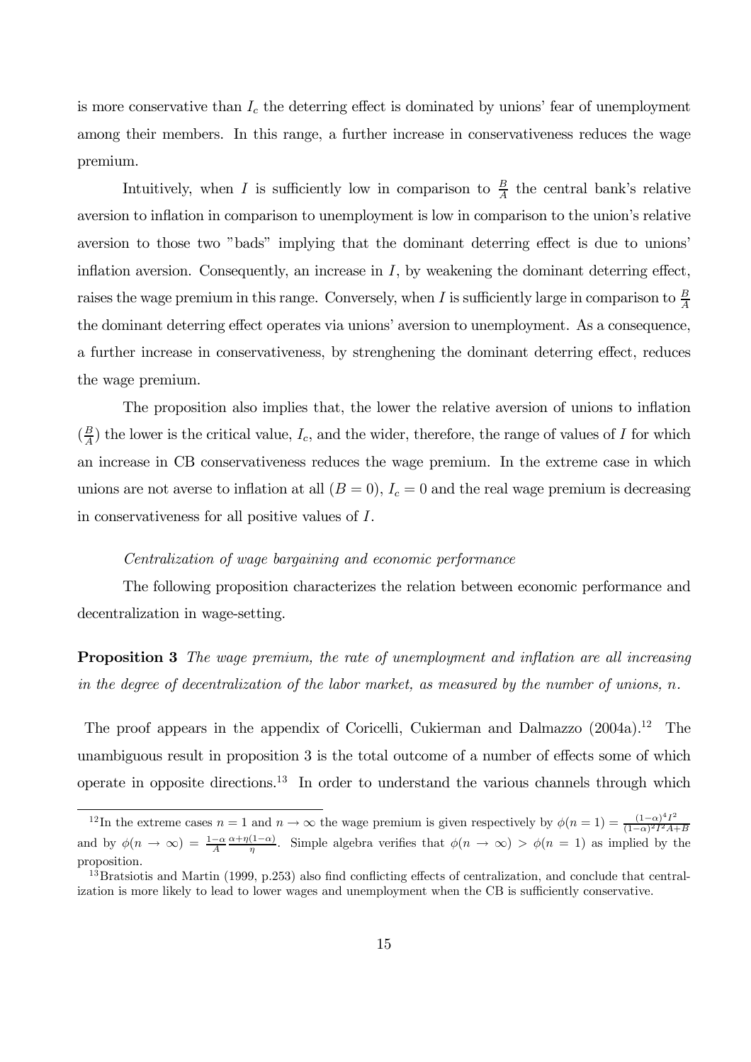is more conservative than $I_c$ the deterring effect is dominated by unions' fear of unemployment among their members. In this range, a further increase in conservativeness reduces the wage premium.

Intuitively, when $I$ is sufficiently low in comparison to $\frac{B}{A}$ the central bank's relative aversion to inflation in comparison to unemployment is low in comparison to the union's relative aversion to those two "bads" implying that the dominant deterring effect is due to unions' inflation aversion. Consequently, an increase in $I$, by weakening the dominant deterring effect, raises the wage premium in this range. Conversely, when $I$ is sufficiently large in comparison to $\frac{B}{A}$ the dominant deterring effect operates via unions' aversion to unemployment. As a consequence, a further increase in conservativeness, by strenghening the dominant deterring effect, reduces the wage premium.

The proposition also implies that, the lower the relative aversion of unions to inflation ($\frac{B}{A}$) the lower is the critical value, $I_c$, and the wider, therefore, the range of values of $I$ for which an increase in CB conservativeness reduces the wage premium. In the extreme case in which unions are not averse to inflation at all ($B = 0$), $I_c = 0$ and the real wage premium is decreasing in conservativeness for all positive values of $I$.

*Centralization of wage bargaining and economic performance*

The following proposition characterizes the relation between economic performance and decentralization in wage-setting.

**Proposition 3** *The wage premium, the rate of unemployment and inflation are all increasing in the degree of decentralization of the labor market, as measured by the number of unions, n.*

The proof appears in the appendix of Coricelli, Cukierman and Dalmazzo (2004a).[12] The unambiguous result in proposition 3 is the total outcome of a number of effects some of which operate in opposite directions.[13] In order to understand the various channels through which

[12] In the extreme cases $n = 1$ and $n \to \infty$ the wage premium is given respectively by $\phi(n = 1) = \frac{(1-\alpha)^4 I^2}{(1-\alpha)^2 I^2 A + B}$ and by $\phi(n \to \infty) = \frac{1-\alpha}{A}\frac{\alpha+\eta(1-\alpha)}{\eta}$. Simple algebra verifies that $\phi(n \to \infty) > \phi(n = 1)$ as implied by the proposition.

[13] Bratsiotis and Martin (1999, p.253) also find conflicting effects of centralization, and conclude that centralization is more likely to lead to lower wages and unemployment when the CB is sufficiently conservative.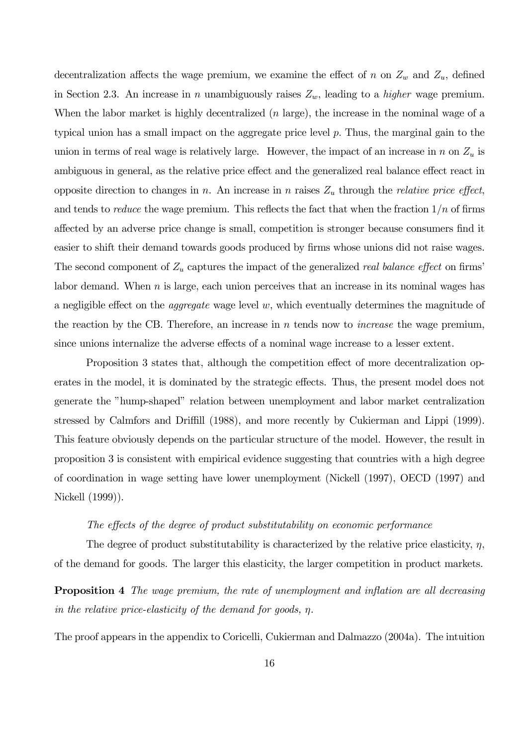decentralization affects the wage premium, we examine the effect of $n$ on $Z_w$ and $Z_u$, defined in Section 2.3. An increase in $n$ unambiguously raises $Z_w$, leading to a *higher* wage premium. When the labor market is highly decentralized ($n$ large), the increase in the nominal wage of a typical union has a small impact on the aggregate price level $p$. Thus, the marginal gain to the union in terms of real wage is relatively large. However, the impact of an increase in $n$ on $Z_u$ is ambiguous in general, as the relative price effect and the generalized real balance effect react in opposite direction to changes in $n$. An increase in $n$ raises $Z_u$ through the *relative price effect*, and tends to *reduce* the wage premium. This reflects the fact that when the fraction $1/n$ of firms affected by an adverse price change is small, competition is stronger because consumers find it easier to shift their demand towards goods produced by firms whose unions did not raise wages. The second component of $Z_u$ captures the impact of the generalized *real balance effect* on firms' labor demand. When $n$ is large, each union perceives that an increase in its nominal wages has a negligible effect on the *aggregate* wage level $w$, which eventually determines the magnitude of the reaction by the CB. Therefore, an increase in $n$ tends now to *increase* the wage premium, since unions internalize the adverse effects of a nominal wage increase to a lesser extent.

Proposition 3 states that, although the competition effect of more decentralization operates in the model, it is dominated by the strategic effects. Thus, the present model does not generate the "hump-shaped" relation between unemployment and labor market centralization stressed by Calmfors and Driffill (1988), and more recently by Cukierman and Lippi (1999). This feature obviously depends on the particular structure of the model. However, the result in proposition 3 is consistent with empirical evidence suggesting that countries with a high degree of coordination in wage setting have lower unemployment (Nickell (1997), OECD (1997) and Nickell (1999)).

*The effects of the degree of product substitutability on economic performance*

The degree of product substitutability is characterized by the relative price elasticity, $\eta$, of the demand for goods. The larger this elasticity, the larger competition in product markets.

**Proposition 4** *The wage premium, the rate of unemployment and inflation are all decreasing in the relative price-elasticity of the demand for goods, $\eta$.*

The proof appears in the appendix to Coricelli, Cukierman and Dalmazzo (2004a). The intuition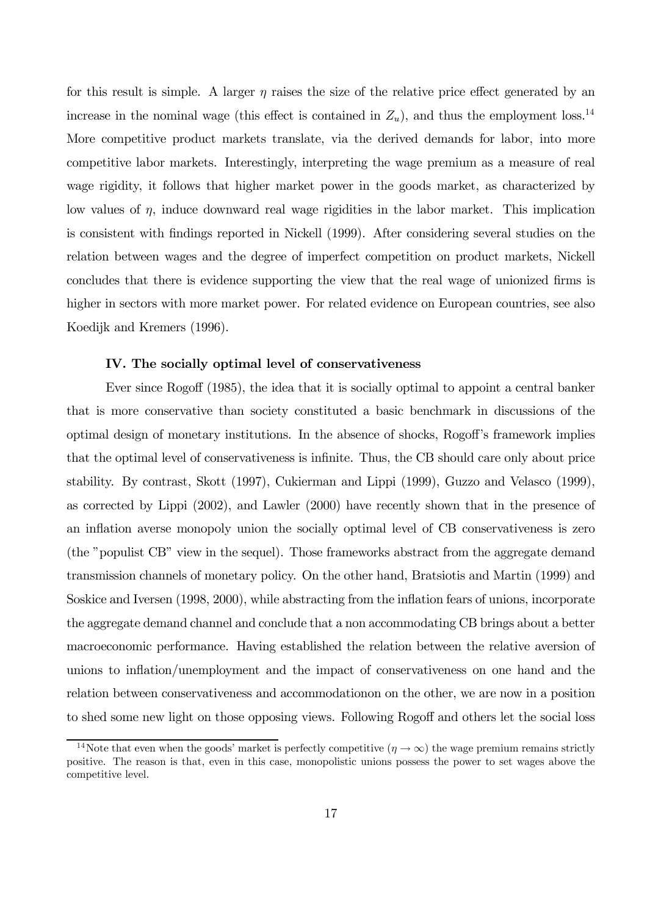for this result is simple. A larger $\eta$ raises the size of the relative price effect generated by an increase in the nominal wage (this effect is contained in $Z_u$), and thus the employment loss.[14] More competitive product markets translate, via the derived demands for labor, into more competitive labor markets. Interestingly, interpreting the wage premium as a measure of real wage rigidity, it follows that higher market power in the goods market, as characterized by low values of $\eta$, induce downward real wage rigidities in the labor market. This implication is consistent with findings reported in Nickell (1999). After considering several studies on the relation between wages and the degree of imperfect competition on product markets, Nickell concludes that there is evidence supporting the view that the real wage of unionized firms is higher in sectors with more market power. For related evidence on European countries, see also Koedijk and Kremers (1996).

### IV. The socially optimal level of conservativeness

Ever since Rogoff (1985), the idea that it is socially optimal to appoint a central banker that is more conservative than society constituted a basic benchmark in discussions of the optimal design of monetary institutions. In the absence of shocks, Rogoff's framework implies that the optimal level of conservativeness is infinite. Thus, the CB should care only about price stability. By contrast, Skott (1997), Cukierman and Lippi (1999), Guzzo and Velasco (1999), as corrected by Lippi (2002), and Lawler (2000) have recently shown that in the presence of an inflation averse monopoly union the socially optimal level of CB conservativeness is zero (the "populist CB" view in the sequel). Those frameworks abstract from the aggregate demand transmission channels of monetary policy. On the other hand, Bratsiotis and Martin (1999) and Soskice and Iversen (1998, 2000), while abstracting from the inflation fears of unions, incorporate the aggregate demand channel and conclude that a non accommodating CB brings about a better macroeconomic performance. Having established the relation between the relative aversion of unions to inflation/unemployment and the impact of conservativeness on one hand and the relation between conservativeness and accommodationon on the other, we are now in a position to shed some new light on those opposing views. Following Rogoff and others let the social loss

[14] Note that even when the goods' market is perfectly competitive ($\eta \to \infty$) the wage premium remains strictly positive. The reason is that, even in this case, monopolistic unions possess the power to set wages above the competitive level.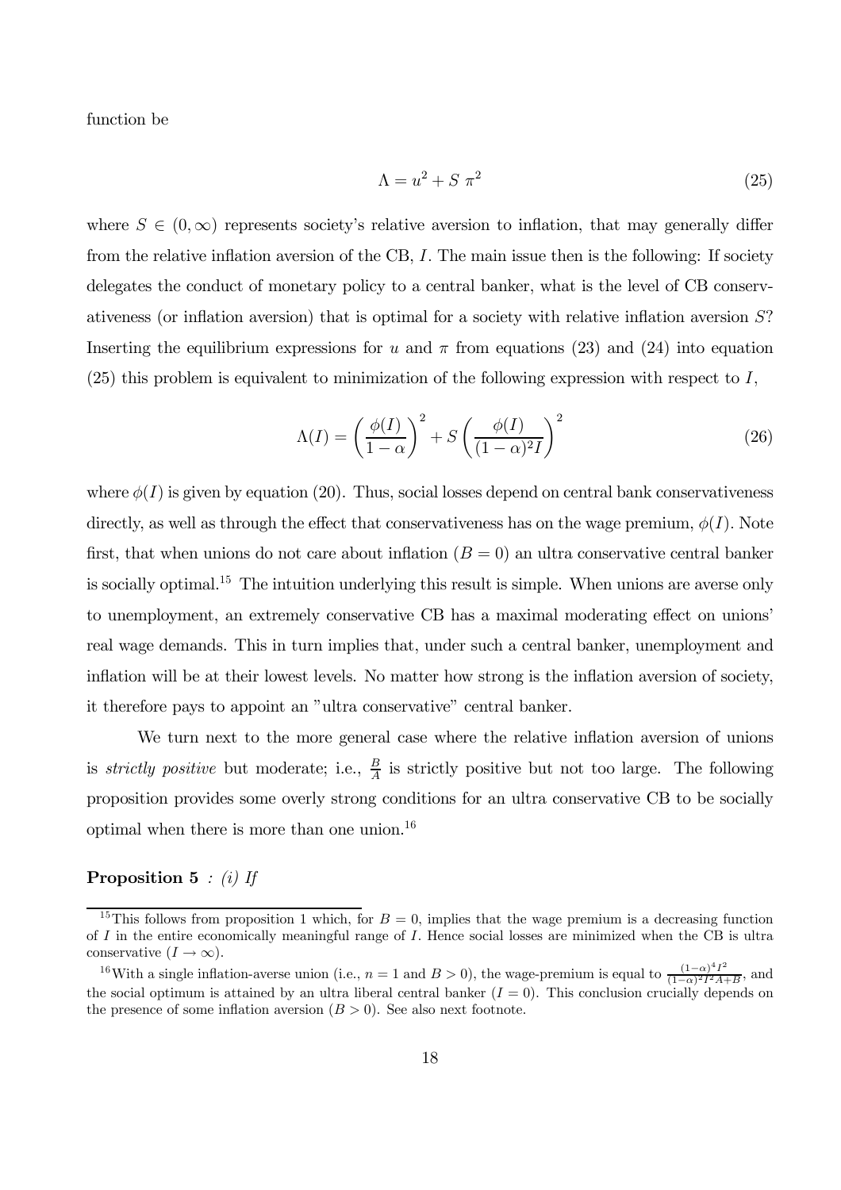function be

$$\Lambda = u^2 + S\ \pi^2 \tag{25}$$

where $S \in (0, \infty)$ represents society's relative aversion to inflation, that may generally differ from the relative inflation aversion of the CB, $I$. The main issue then is the following: If society delegates the conduct of monetary policy to a central banker, what is the level of CB conservativeness (or inflation aversion) that is optimal for a society with relative inflation aversion $S$? Inserting the equilibrium expressions for $u$ and $\pi$ from equations (23) and (24) into equation (25) this problem is equivalent to minimization of the following expression with respect to $I$,

$$\Lambda(I) = \left(\frac{\phi(I)}{1-\alpha}\right)^2 + S\left(\frac{\phi(I)}{(1-\alpha)^2 I}\right)^2 \tag{26}$$

where $\phi(I)$ is given by equation (20). Thus, social losses depend on central bank conservativeness directly, as well as through the effect that conservativeness has on the wage premium, $\phi(I)$. Note first, that when unions do not care about inflation ($B = 0$) an ultra conservative central banker is socially optimal.[15] The intuition underlying this result is simple. When unions are averse only to unemployment, an extremely conservative CB has a maximal moderating effect on unions' real wage demands. This in turn implies that, under such a central banker, unemployment and inflation will be at their lowest levels. No matter how strong is the inflation aversion of society, it therefore pays to appoint an "ultra conservative" central banker.

We turn next to the more general case where the relative inflation aversion of unions is *strictly positive* but moderate; i.e., $\frac{B}{A}$ is strictly positive but not too large. The following proposition provides some overly strong conditions for an ultra conservative CB to be socially optimal when there is more than one union.[16]

**Proposition 5** *: (i) If*

[15] This follows from proposition 1 which, for $B = 0$, implies that the wage premium is a decreasing function of $I$ in the entire economically meaningful range of $I$. Hence social losses are minimized when the CB is ultra conservative ($I \to \infty$).

[16] With a single inflation-averse union (i.e., $n = 1$ and $B > 0$), the wage-premium is equal to $\frac{(1-\alpha)^4 I^2}{(1-\alpha)^2 I^2 A + B}$, and the social optimum is attained by an ultra liberal central banker ($I = 0$). This conclusion crucially depends on the presence of some inflation aversion ($B > 0$). See also next footnote.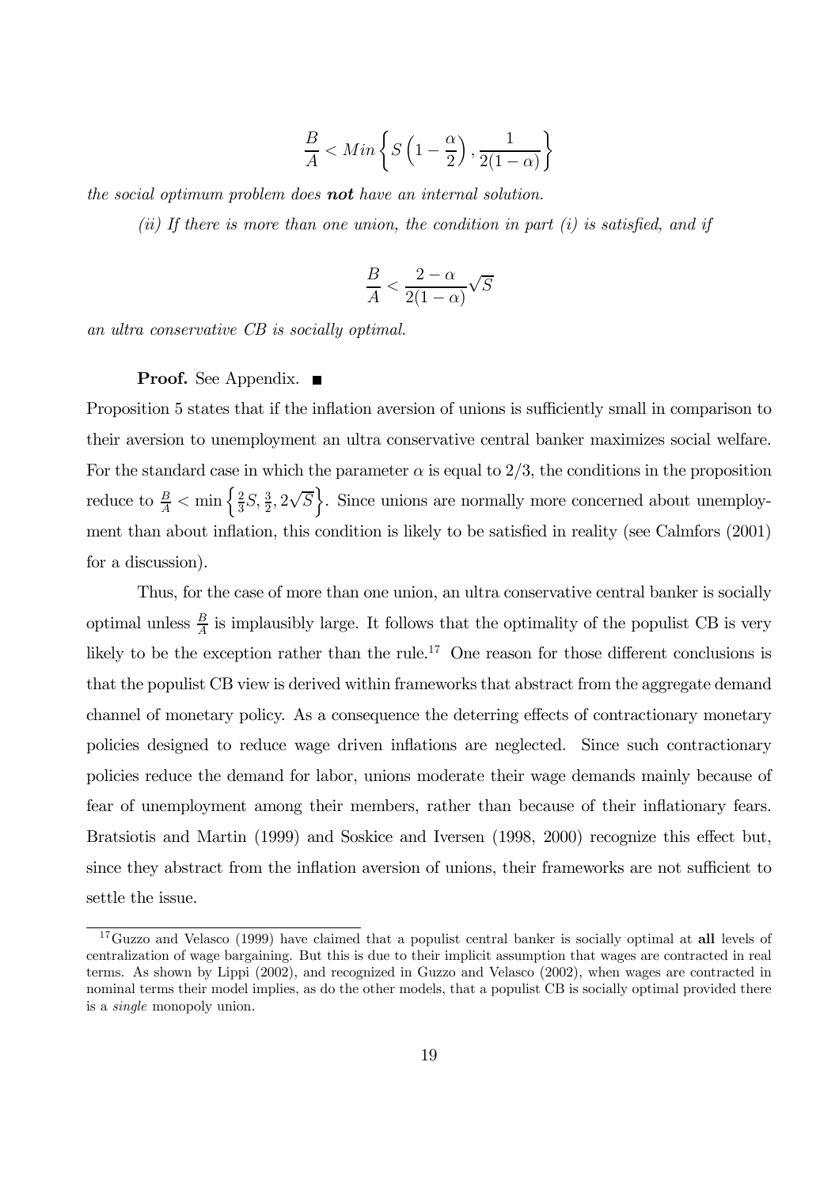$$\frac{B}{A} < Min\left\{S\left(1-\frac{\alpha}{2}\right), \frac{1}{2(1-\alpha)}\right\}$$

*the social optimum problem does **not** have an internal solution.*

*(ii) If there is more than one union, the condition in part (i) is satisfied, and if*

$$\frac{B}{A} < \frac{2-\alpha}{2(1-\alpha)}\sqrt{S}$$

*an ultra conservative CB is socially optimal.*

**Proof.** See Appendix. ■

Proposition 5 states that if the inflation aversion of unions is sufficiently small in comparison to their aversion to unemployment an ultra conservative central banker maximizes social welfare. For the standard case in which the parameter $\alpha$ is equal to $2/3$, the conditions in the proposition reduce to $\frac{B}{A} < \min\left\{\frac{2}{3}S, \frac{3}{2}, 2\sqrt{S}\right\}$. Since unions are normally more concerned about unemployment than about inflation, this condition is likely to be satisfied in reality (see Calmfors (2001) for a discussion).

Thus, for the case of more than one union, an ultra conservative central banker is socially optimal unless $\frac{B}{A}$ is implausibly large. It follows that the optimality of the populist CB is very likely to be the exception rather than the rule.[17] One reason for those different conclusions is that the populist CB view is derived within frameworks that abstract from the aggregate demand channel of monetary policy. As a consequence the deterring effects of contractionary monetary policies designed to reduce wage driven inflations are neglected. Since such contractionary policies reduce the demand for labor, unions moderate their wage demands mainly because of fear of unemployment among their members, rather than because of their inflationary fears. Bratsiotis and Martin (1999) and Soskice and Iversen (1998, 2000) recognize this effect but, since they abstract from the inflation aversion of unions, their frameworks are not sufficient to settle the issue.

[17] Guzzo and Velasco (1999) have claimed that a populist central banker is socially optimal at **all** levels of centralization of wage bargaining. But this is due to their implicit assumption that wages are contracted in real terms. As shown by Lippi (2002), and recognized in Guzzo and Velasco (2002), when wages are contracted in nominal terms their model implies, as do the other models, that a populist CB is socially optimal provided there is a *single* monopoly union.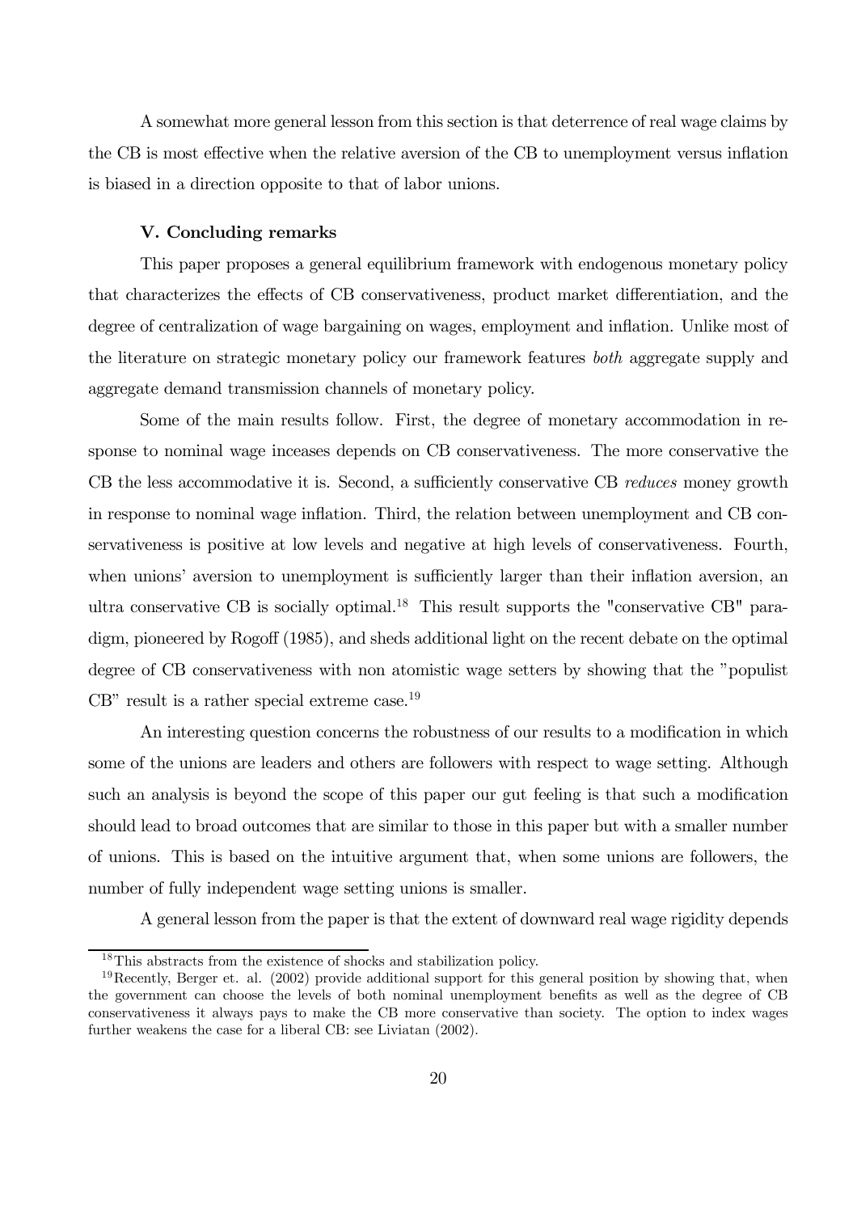A somewhat more general lesson from this section is that deterrence of real wage claims by the CB is most effective when the relative aversion of the CB to unemployment versus inflation is biased in a direction opposite to that of labor unions.

### V. Concluding remarks

This paper proposes a general equilibrium framework with endogenous monetary policy that characterizes the effects of CB conservativeness, product market differentiation, and the degree of centralization of wage bargaining on wages, employment and inflation. Unlike most of the literature on strategic monetary policy our framework features *both* aggregate supply and aggregate demand transmission channels of monetary policy.

Some of the main results follow. First, the degree of monetary accommodation in response to nominal wage inceases depends on CB conservativeness. The more conservative the CB the less accommodative it is. Second, a sufficiently conservative CB *reduces* money growth in response to nominal wage inflation. Third, the relation between unemployment and CB conservativeness is positive at low levels and negative at high levels of conservativeness. Fourth, when unions' aversion to unemployment is sufficiently larger than their inflation aversion, an ultra conservative CB is socially optimal.[18] This result supports the "conservative CB" paradigm, pioneered by Rogoff (1985), and sheds additional light on the recent debate on the optimal degree of CB conservativeness with non atomistic wage setters by showing that the "populist CB" result is a rather special extreme case.[19]

An interesting question concerns the robustness of our results to a modification in which some of the unions are leaders and others are followers with respect to wage setting. Although such an analysis is beyond the scope of this paper our gut feeling is that such a modification should lead to broad outcomes that are similar to those in this paper but with a smaller number of unions. This is based on the intuitive argument that, when some unions are followers, the number of fully independent wage setting unions is smaller.

A general lesson from the paper is that the extent of downward real wage rigidity depends

---

[18] This abstracts from the existence of shocks and stabilization policy.

[19] Recently, Berger et. al. (2002) provide additional support for this general position by showing that, when the government can choose the levels of both nominal unemployment benefits as well as the degree of CB conservativeness it always pays to make the CB more conservative than society. The option to index wages further weakens the case for a liberal CB: see Liviatan (2002).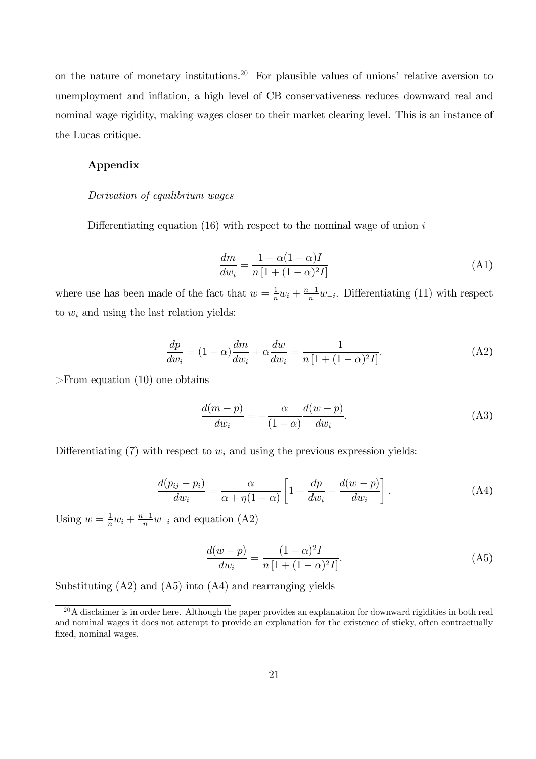on the nature of monetary institutions.[20] For plausible values of unions' relative aversion to unemployment and inflation, a high level of CB conservativeness reduces downward real and nominal wage rigidity, making wages closer to their market clearing level. This is an instance of the Lucas critique.

## Appendix

*Derivation of equilibrium wages*

Differentiating equation (16) with respect to the nominal wage of union $i$

$$\frac{dm}{dw_i} = \frac{1 - \alpha(1-\alpha)I}{n\left[1 + (1-\alpha)^2 I\right]} \tag{A1}$$

where use has been made of the fact that $w = \frac{1}{n}w_i + \frac{n-1}{n}w_{-i}$. Differentiating (11) with respect to $w_i$ and using the last relation yields:

$$\frac{dp}{dw_i} = (1-\alpha)\frac{dm}{dw_i} + \alpha\frac{dw}{dw_i} = \frac{1}{n\left[1 + (1-\alpha)^2 I\right]}. \tag{A2}$$

>From equation (10) one obtains

$$\frac{d(m-p)}{dw_i} = -\frac{\alpha}{(1-\alpha)}\frac{d(w-p)}{dw_i}. \tag{A3}$$

Differentiating (7) with respect to $w_i$ and using the previous expression yields:

$$\frac{d(p_{ij} - p_i)}{dw_i} = \frac{\alpha}{\alpha + \eta(1-\alpha)}\left[1 - \frac{dp}{dw_i} - \frac{d(w-p)}{dw_i}\right]. \tag{A4}$$

Using $w = \frac{1}{n}w_i + \frac{n-1}{n}w_{-i}$ and equation (A2)

$$\frac{d(w-p)}{dw_i} = \frac{(1-\alpha)^2 I}{n\left[1 + (1-\alpha)^2 I\right]}. \tag{A5}$$

Substituting (A2) and (A5) into (A4) and rearranging yields

[20] A disclaimer is in order here. Although the paper provides an explanation for downward rigidities in both real and nominal wages it does not attempt to provide an explanation for the existence of sticky, often contractually fixed, nominal wages.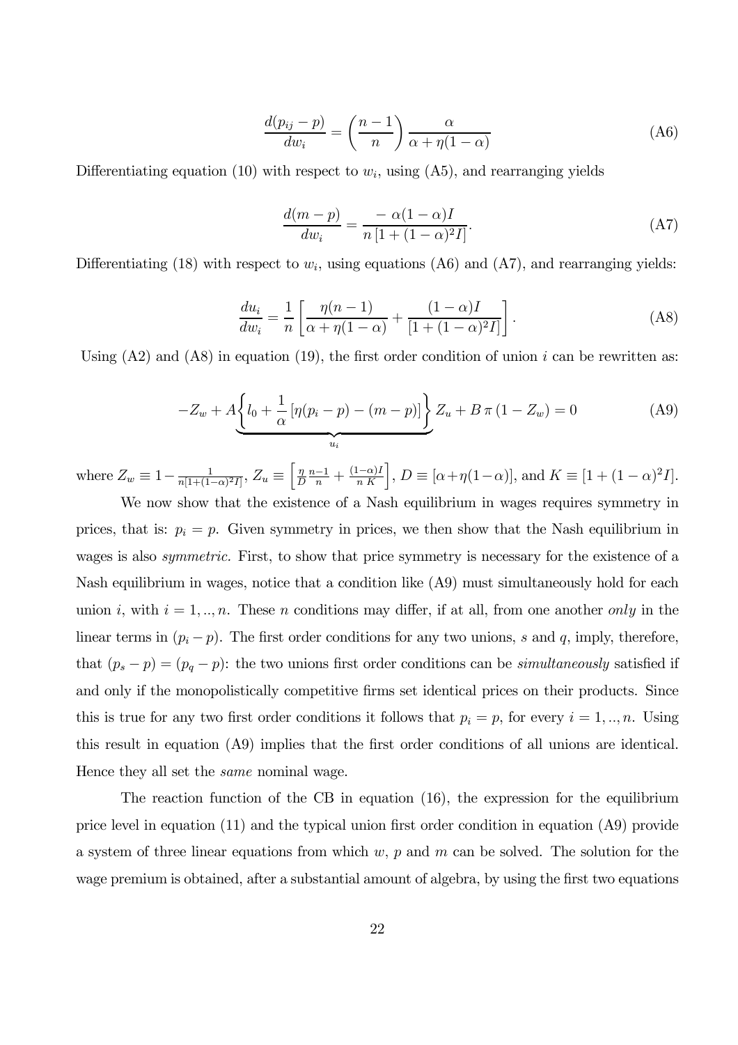$$\frac{d(p_{ij}-p)}{dw_i} = \left(\frac{n-1}{n}\right)\frac{\alpha}{\alpha+\eta(1-\alpha)} \tag{A6}$$

Differentiating equation (10) with respect to $w_i$, using (A5), and rearranging yields

$$\frac{d(m-p)}{dw_i} = \frac{-\,\alpha(1-\alpha)I}{n\left[1+(1-\alpha)^2 I\right]}. \tag{A7}$$

Differentiating (18) with respect to $w_i$, using equations (A6) and (A7), and rearranging yields:

$$\frac{du_i}{dw_i} = \frac{1}{n}\left[\frac{\eta(n-1)}{\alpha+\eta(1-\alpha)} + \frac{(1-\alpha)I}{\left[1+(1-\alpha)^2 I\right]}\right]. \tag{A8}$$

Using (A2) and (A8) in equation (19), the first order condition of union $i$ can be rewritten as:

$$-Z_w + A\underbrace{\left\{l_0 + \frac{1}{\alpha}\left[\eta(p_i-p) - (m-p)\right]\right\}}_{u_i} Z_u + B\,\pi\,(1-Z_w) = 0 \tag{A9}$$

where $Z_w \equiv 1-\frac{1}{n[1+(1-\alpha)^2 I]}$, $Z_u \equiv \left[\frac{\eta}{D}\frac{n-1}{n} + \frac{(1-\alpha)I}{n\,K}\right]$, $D \equiv [\alpha+\eta(1-\alpha)]$, and $K \equiv [1+(1-\alpha)^2 I]$.

We now show that the existence of a Nash equilibrium in wages requires symmetry in prices, that is: $p_i = p$. Given symmetry in prices, we then show that the Nash equilibrium in wages is also *symmetric*. First, to show that price symmetry is necessary for the existence of a Nash equilibrium in wages, notice that a condition like (A9) must simultaneously hold for each union $i$, with $i = 1, .., n$. These $n$ conditions may differ, if at all, from one another *only* in the linear terms in $(p_i - p)$. The first order conditions for any two unions, $s$ and $q$, imply, therefore, that $(p_s - p) = (p_q - p)$: the two unions first order conditions can be *simultaneously* satisfied if and only if the monopolistically competitive firms set identical prices on their products. Since this is true for any two first order conditions it follows that $p_i = p$, for every $i = 1, .., n$. Using this result in equation (A9) implies that the first order conditions of all unions are identical. Hence they all set the *same* nominal wage.

The reaction function of the CB in equation (16), the expression for the equilibrium price level in equation (11) and the typical union first order condition in equation (A9) provide a system of three linear equations from which $w$, $p$ and $m$ can be solved. The solution for the wage premium is obtained, after a substantial amount of algebra, by using the first two equations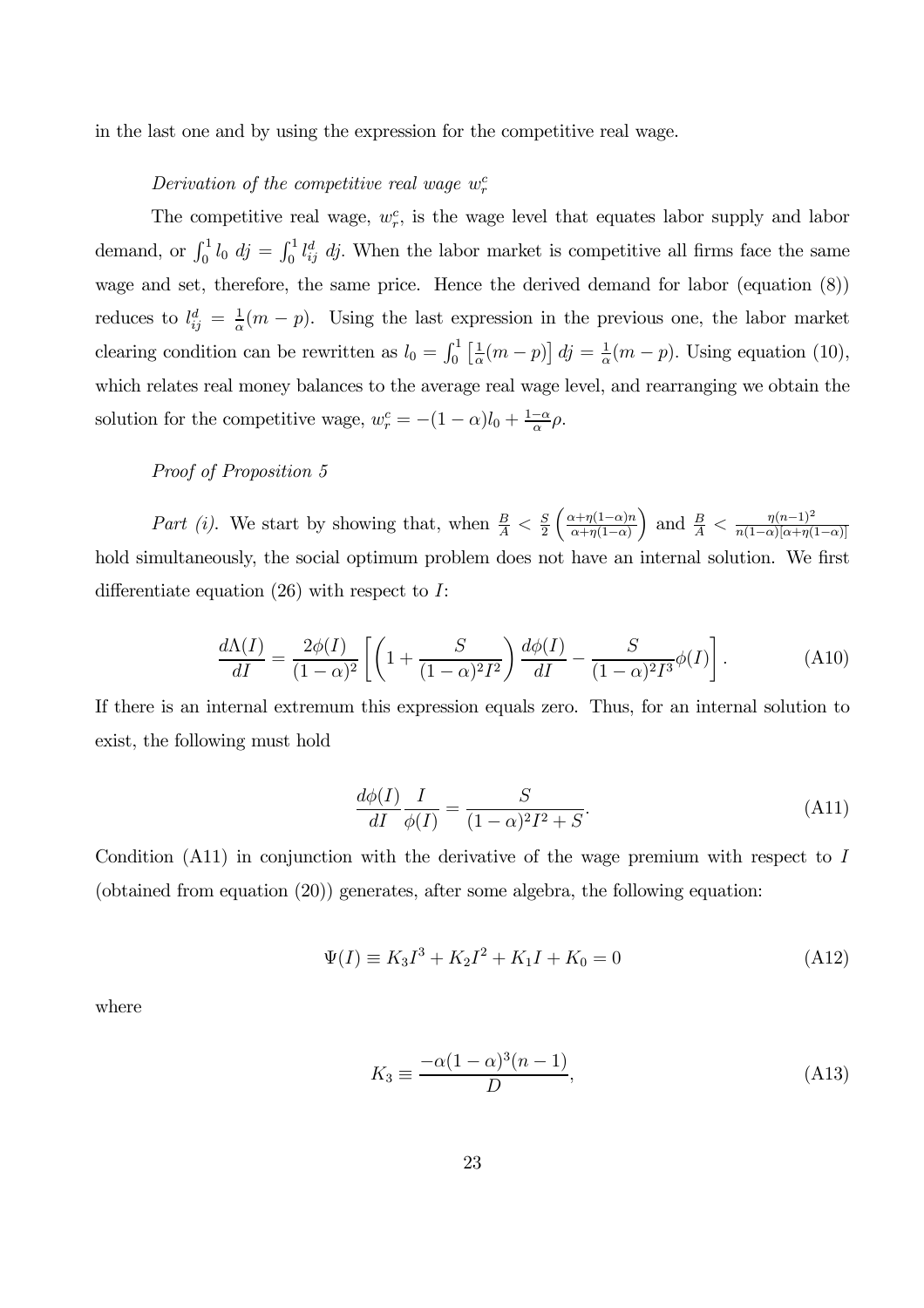in the last one and by using the expression for the competitive real wage.

*Derivation of the competitive real wage $w_r^c$*

The competitive real wage, $w_r^c$, is the wage level that equates labor supply and labor demand, or $\int_0^1 l_0 \, dj = \int_0^1 l_{ij}^d \, dj$. When the labor market is competitive all firms face the same wage and set, therefore, the same price. Hence the derived demand for labor (equation (8)) reduces to $l_{ij}^d = \frac{1}{\alpha}(m-p)$. Using the last expression in the previous one, the labor market clearing condition can be rewritten as $l_0 = \int_0^1 \left[\frac{1}{\alpha}(m-p)\right] dj = \frac{1}{\alpha}(m-p)$. Using equation (10), which relates real money balances to the average real wage level, and rearranging we obtain the solution for the competitive wage, $w_r^c = -(1-\alpha)l_0 + \frac{1-\alpha}{\alpha}\rho$.

*Proof of Proposition 5*

*Part (i).* We start by showing that, when $\frac{B}{A} < \frac{S}{2}\left(\frac{\alpha+\eta(1-\alpha)n}{\alpha+\eta(1-\alpha)}\right)$ and $\frac{B}{A} < \frac{\eta(n-1)^2}{n(1-\alpha)[\alpha+\eta(1-\alpha)]}$ hold simultaneously, the social optimum problem does not have an internal solution. We first differentiate equation (26) with respect to $I$:

$$\frac{d\Lambda(I)}{dI} = \frac{2\phi(I)}{(1-\alpha)^2}\left[\left(1+\frac{S}{(1-\alpha)^2 I^2}\right)\frac{d\phi(I)}{dI} - \frac{S}{(1-\alpha)^2 I^3}\phi(I)\right]. \tag{A10}$$

If there is an internal extremum this expression equals zero. Thus, for an internal solution to exist, the following must hold

$$\frac{d\phi(I)}{dI}\frac{I}{\phi(I)} = \frac{S}{(1-\alpha)^2 I^2 + S}. \tag{A11}$$

Condition (A11) in conjunction with the derivative of the wage premium with respect to $I$ (obtained from equation (20)) generates, after some algebra, the following equation:

$$\Psi(I) \equiv K_3 I^3 + K_2 I^2 + K_1 I + K_0 = 0 \tag{A12}$$

where

$$K_3 \equiv \frac{-\alpha(1-\alpha)^3(n-1)}{D}, \tag{A13}$$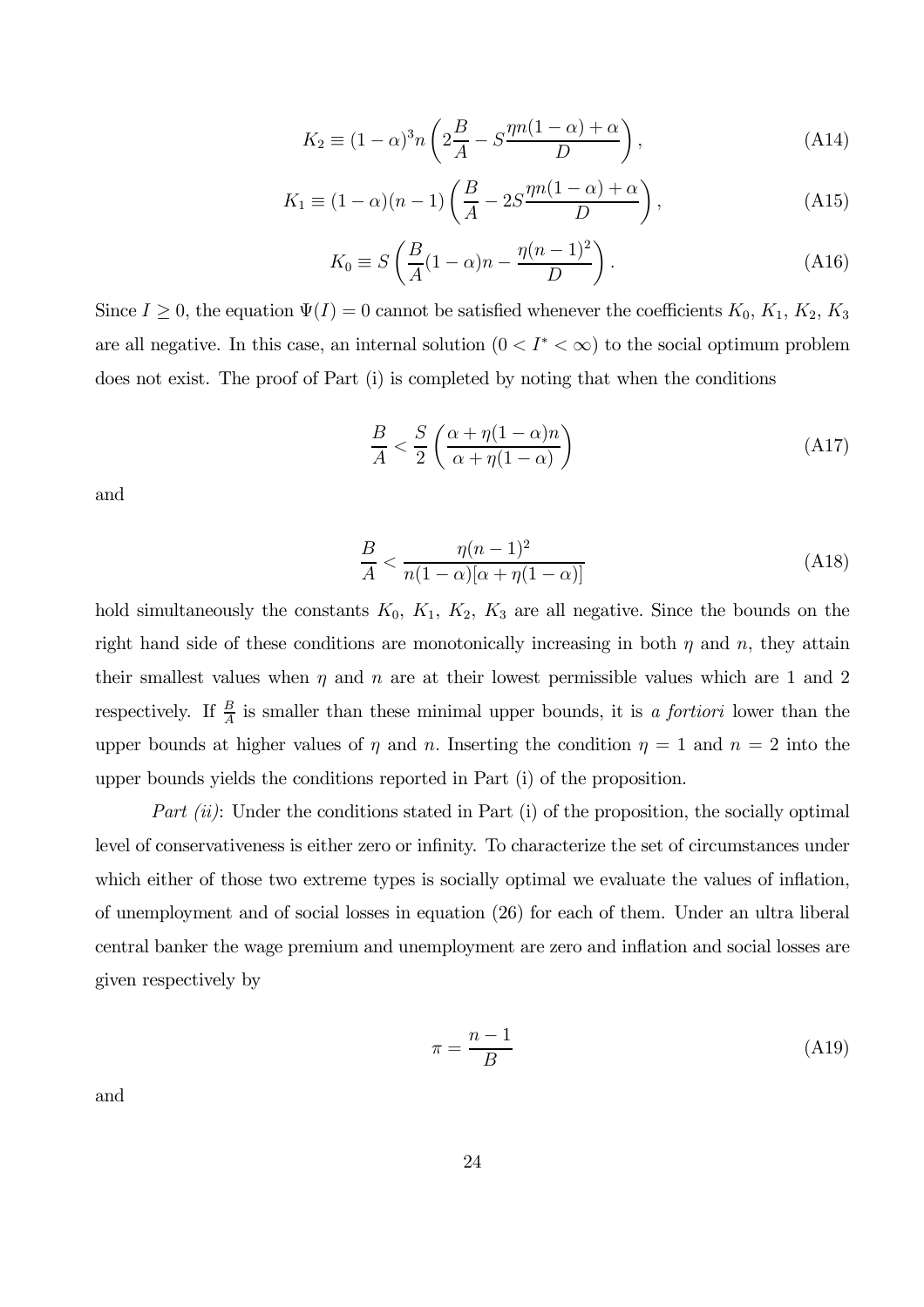$$K_2 \equiv (1-\alpha)^3 n \left( 2\frac{B}{A} - S\frac{\eta n(1-\alpha)+\alpha}{D} \right), \tag{A14}$$

$$K_1 \equiv (1-\alpha)(n-1) \left( \frac{B}{A} - 2S\frac{\eta n(1-\alpha)+\alpha}{D} \right), \tag{A15}$$

$$K_0 \equiv S \left( \frac{B}{A}(1-\alpha)n - \frac{\eta(n-1)^2}{D} \right). \tag{A16}$$

Since $I \geq 0$, the equation $\Psi(I) = 0$ cannot be satisfied whenever the coefficients $K_0$, $K_1$, $K_2$, $K_3$ are all negative. In this case, an internal solution $(0 < I^* < \infty)$ to the social optimum problem does not exist. The proof of Part (i) is completed by noting that when the conditions

$$\frac{B}{A} < \frac{S}{2} \left( \frac{\alpha + \eta(1-\alpha)n}{\alpha + \eta(1-\alpha)} \right) \tag{A17}$$

and

$$\frac{B}{A} < \frac{\eta(n-1)^2}{n(1-\alpha)[\alpha + \eta(1-\alpha)]} \tag{A18}$$

hold simultaneously the constants $K_0$, $K_1$, $K_2$, $K_3$ are all negative. Since the bounds on the right hand side of these conditions are monotonically increasing in both $\eta$ and $n$, they attain their smallest values when $\eta$ and $n$ are at their lowest permissible values which are 1 and 2 respectively. If $\frac{B}{A}$ is smaller than these minimal upper bounds, it is *a fortiori* lower than the upper bounds at higher values of $\eta$ and $n$. Inserting the condition $\eta = 1$ and $n = 2$ into the upper bounds yields the conditions reported in Part (i) of the proposition.

*Part (ii)*: Under the conditions stated in Part (i) of the proposition, the socially optimal level of conservativeness is either zero or infinity. To characterize the set of circumstances under which either of those two extreme types is socially optimal we evaluate the values of inflation, of unemployment and of social losses in equation (26) for each of them. Under an ultra liberal central banker the wage premium and unemployment are zero and inflation and social losses are given respectively by

$$\pi = \frac{n-1}{B} \tag{A19}$$

and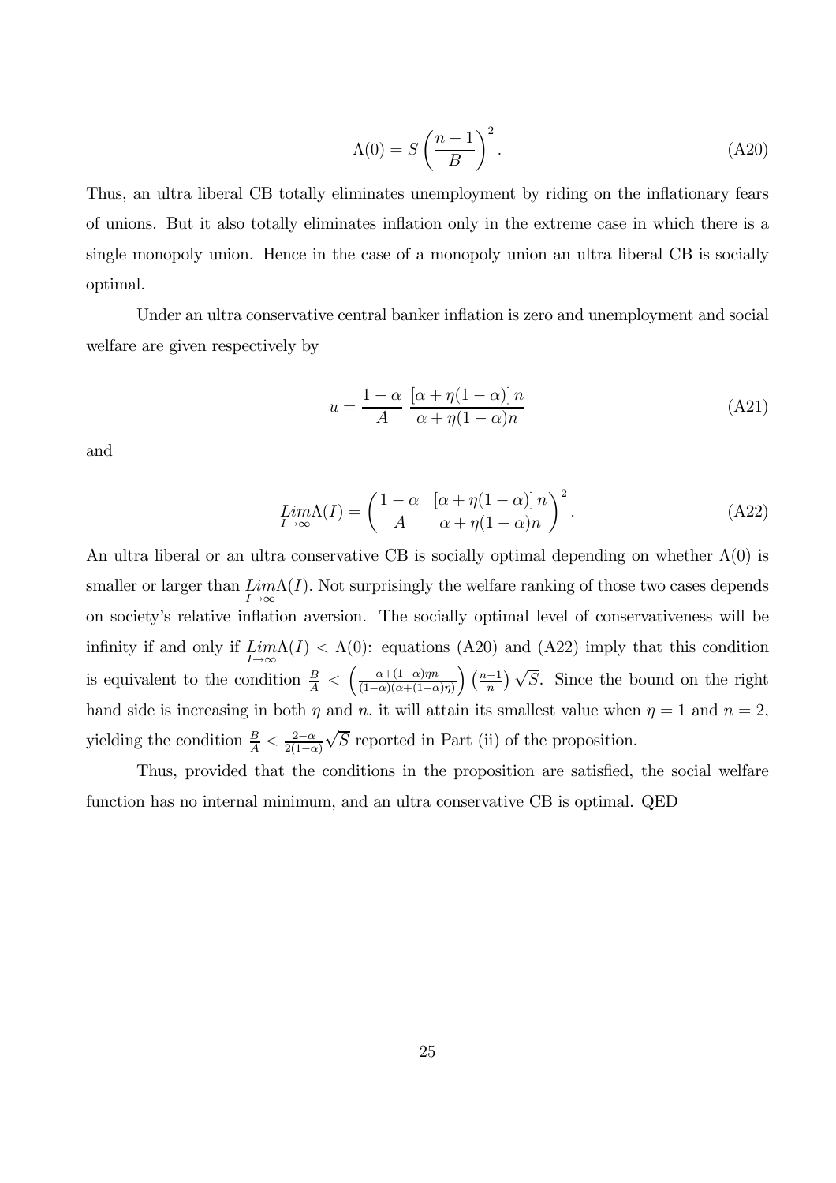$$\Lambda(0) = S\left(\frac{n-1}{B}\right)^2. \tag{A20}$$

Thus, an ultra liberal CB totally eliminates unemployment by riding on the inflationary fears of unions. But it also totally eliminates inflation only in the extreme case in which there is a single monopoly union. Hence in the case of a monopoly union an ultra liberal CB is socially optimal.

Under an ultra conservative central banker inflation is zero and unemployment and social welfare are given respectively by

$$u = \frac{1-\alpha}{A}\;\frac{[\alpha + \eta(1-\alpha)]\,n}{\alpha + \eta(1-\alpha)n} \tag{A21}$$

and

$$\underset{I\to\infty}{Lim}\Lambda(I) = \left(\frac{1-\alpha}{A}\;\;\frac{[\alpha + \eta(1-\alpha)]\,n}{\alpha + \eta(1-\alpha)n}\right)^2. \tag{A22}$$

An ultra liberal or an ultra conservative CB is socially optimal depending on whether $\Lambda(0)$ is smaller or larger than $\underset{I\to\infty}{Lim}\Lambda(I)$. Not surprisingly the welfare ranking of those two cases depends on society's relative inflation aversion. The socially optimal level of conservativeness will be infinity if and only if $\underset{I\to\infty}{Lim}\Lambda(I) < \Lambda(0)$: equations (A20) and (A22) imply that this condition is equivalent to the condition $\frac{B}{A} < \left(\frac{\alpha+(1-\alpha)\eta n}{(1-\alpha)(\alpha+(1-\alpha)\eta)}\right)\left(\frac{n-1}{n}\right)\sqrt{S}$. Since the bound on the right hand side is increasing in both $\eta$ and $n$, it will attain its smallest value when $\eta = 1$ and $n = 2$, yielding the condition $\frac{B}{A} < \frac{2-\alpha}{2(1-\alpha)}\sqrt{S}$ reported in Part (ii) of the proposition.

Thus, provided that the conditions in the proposition are satisfied, the social welfare function has no internal minimum, and an ultra conservative CB is optimal. QED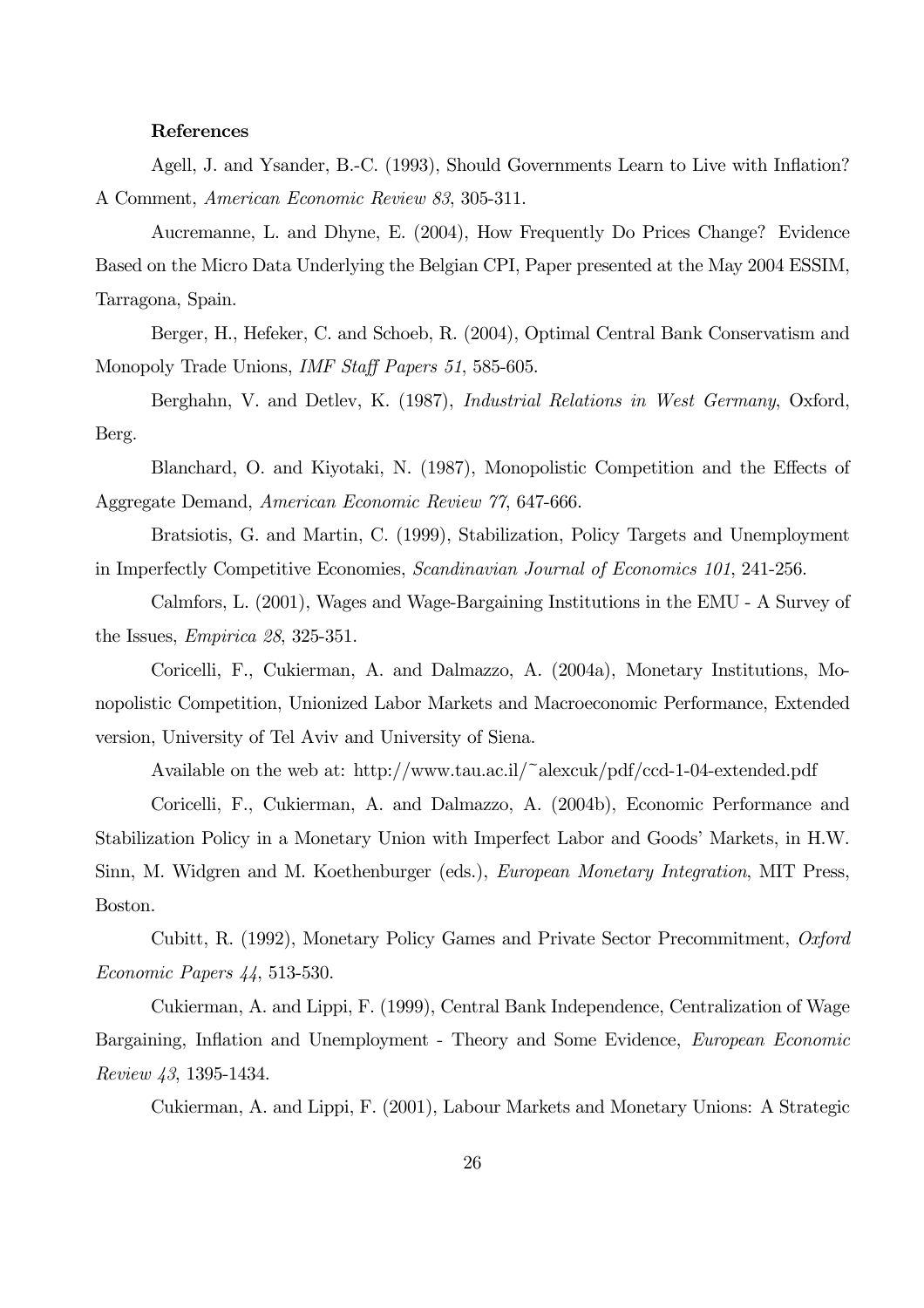**References**

Agell, J. and Ysander, B.-C. (1993), Should Governments Learn to Live with Inflation? A Comment, *American Economic Review 83*, 305-311.

Aucremanne, L. and Dhyne, E. (2004), How Frequently Do Prices Change? Evidence Based on the Micro Data Underlying the Belgian CPI, Paper presented at the May 2004 ESSIM, Tarragona, Spain.

Berger, H., Hefeker, C. and Schoeb, R. (2004), Optimal Central Bank Conservatism and Monopoly Trade Unions, *IMF Staff Papers 51*, 585-605.

Berghahn, V. and Detlev, K. (1987), *Industrial Relations in West Germany*, Oxford, Berg.

Blanchard, O. and Kiyotaki, N. (1987), Monopolistic Competition and the Effects of Aggregate Demand, *American Economic Review 77*, 647-666.

Bratsiotis, G. and Martin, C. (1999), Stabilization, Policy Targets and Unemployment in Imperfectly Competitive Economies, *Scandinavian Journal of Economics 101*, 241-256.

Calmfors, L. (2001), Wages and Wage-Bargaining Institutions in the EMU - A Survey of the Issues, *Empirica 28*, 325-351.

Coricelli, F., Cukierman, A. and Dalmazzo, A. (2004a), Monetary Institutions, Monopolistic Competition, Unionized Labor Markets and Macroeconomic Performance, Extended version, University of Tel Aviv and University of Siena.

Available on the web at: http://www.tau.ac.il/~alexcuk/pdf/ccd-1-04-extended.pdf

Coricelli, F., Cukierman, A. and Dalmazzo, A. (2004b), Economic Performance and Stabilization Policy in a Monetary Union with Imperfect Labor and Goods' Markets, in H.W. Sinn, M. Widgren and M. Koethenburger (eds.), *European Monetary Integration*, MIT Press, Boston.

Cubitt, R. (1992), Monetary Policy Games and Private Sector Precommitment, *Oxford Economic Papers 44*, 513-530.

Cukierman, A. and Lippi, F. (1999), Central Bank Independence, Centralization of Wage Bargaining, Inflation and Unemployment - Theory and Some Evidence, *European Economic Review 43*, 1395-1434.

Cukierman, A. and Lippi, F. (2001), Labour Markets and Monetary Unions: A Strategic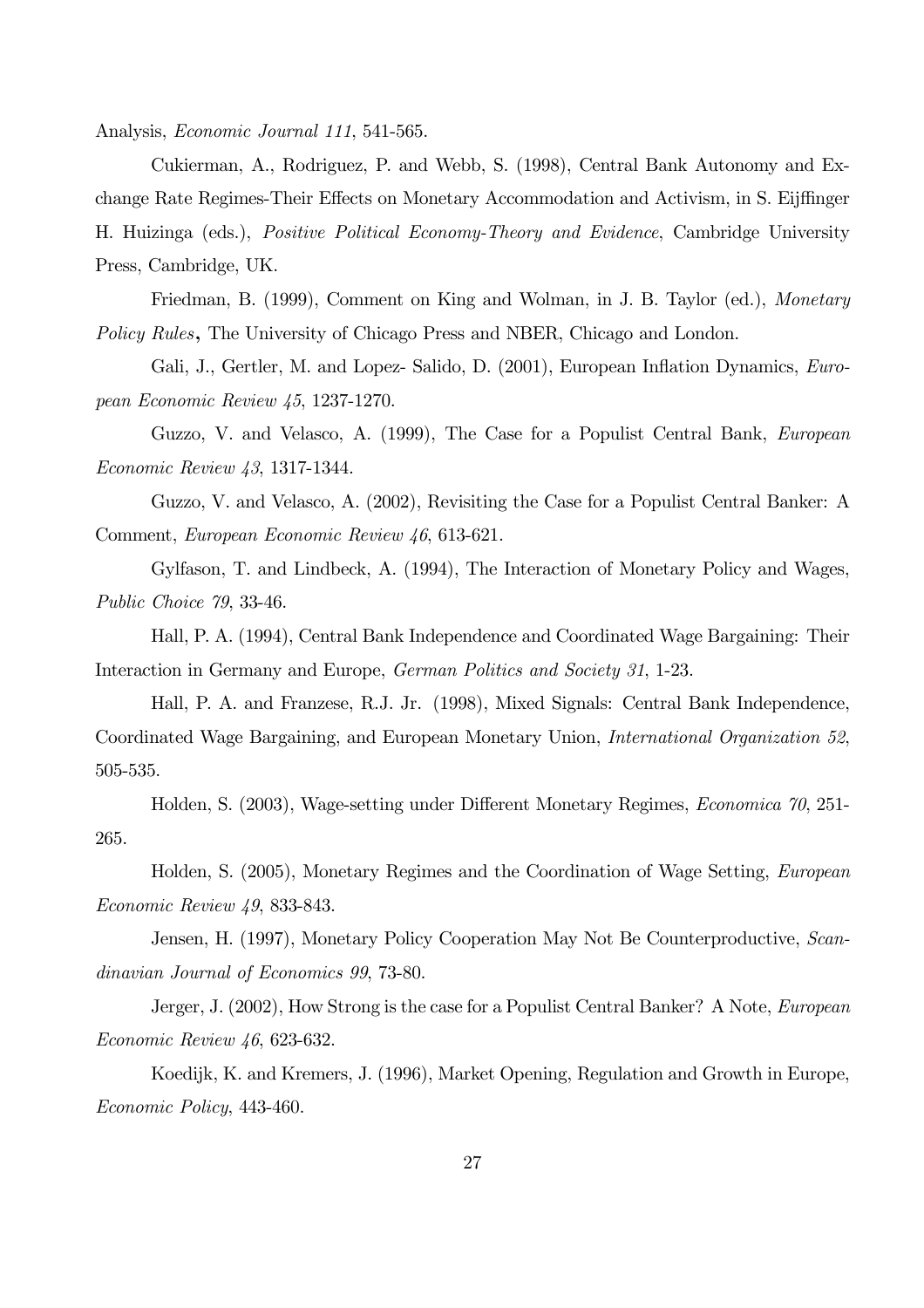Analysis, *Economic Journal 111*, 541-565.

Cukierman, A., Rodriguez, P. and Webb, S. (1998), Central Bank Autonomy and Exchange Rate Regimes-Their Effects on Monetary Accommodation and Activism, in S. Eijffinger H. Huizinga (eds.), *Positive Political Economy-Theory and Evidence*, Cambridge University Press, Cambridge, UK.

Friedman, B. (1999), Comment on King and Wolman, in J. B. Taylor (ed.), *Monetary Policy Rules*, The University of Chicago Press and NBER, Chicago and London.

Gali, J., Gertler, M. and Lopez- Salido, D. (2001), European Inflation Dynamics, *European Economic Review 45*, 1237-1270.

Guzzo, V. and Velasco, A. (1999), The Case for a Populist Central Bank, *European Economic Review 43*, 1317-1344.

Guzzo, V. and Velasco, A. (2002), Revisiting the Case for a Populist Central Banker: A Comment, *European Economic Review 46*, 613-621.

Gylfason, T. and Lindbeck, A. (1994), The Interaction of Monetary Policy and Wages, *Public Choice 79*, 33-46.

Hall, P. A. (1994), Central Bank Independence and Coordinated Wage Bargaining: Their Interaction in Germany and Europe, *German Politics and Society 31*, 1-23.

Hall, P. A. and Franzese, R.J. Jr. (1998), Mixed Signals: Central Bank Independence, Coordinated Wage Bargaining, and European Monetary Union, *International Organization 52*, 505-535.

Holden, S. (2003), Wage-setting under Different Monetary Regimes, *Economica 70*, 251-265.

Holden, S. (2005), Monetary Regimes and the Coordination of Wage Setting, *European Economic Review 49*, 833-843.

Jensen, H. (1997), Monetary Policy Cooperation May Not Be Counterproductive, *Scandinavian Journal of Economics 99*, 73-80.

Jerger, J. (2002), How Strong is the case for a Populist Central Banker? A Note, *European Economic Review 46*, 623-632.

Koedijk, K. and Kremers, J. (1996), Market Opening, Regulation and Growth in Europe, *Economic Policy*, 443-460.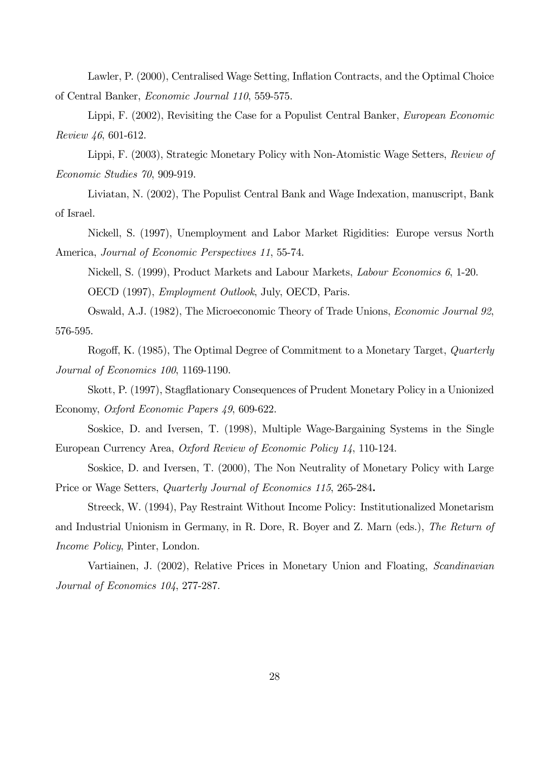Lawler, P. (2000), Centralised Wage Setting, Inflation Contracts, and the Optimal Choice of Central Banker, *Economic Journal 110*, 559-575.

Lippi, F. (2002), Revisiting the Case for a Populist Central Banker, *European Economic Review 46*, 601-612.

Lippi, F. (2003), Strategic Monetary Policy with Non-Atomistic Wage Setters, *Review of Economic Studies 70*, 909-919.

Liviatan, N. (2002), The Populist Central Bank and Wage Indexation, manuscript, Bank of Israel.

Nickell, S. (1997), Unemployment and Labor Market Rigidities: Europe versus North America, *Journal of Economic Perspectives 11*, 55-74.

Nickell, S. (1999), Product Markets and Labour Markets, *Labour Economics 6*, 1-20.

OECD (1997), *Employment Outlook*, July, OECD, Paris.

Oswald, A.J. (1982), The Microeconomic Theory of Trade Unions, *Economic Journal 92*, 576-595.

Rogoff, K. (1985), The Optimal Degree of Commitment to a Monetary Target, *Quarterly Journal of Economics 100*, 1169-1190.

Skott, P. (1997), Stagflationary Consequences of Prudent Monetary Policy in a Unionized Economy, *Oxford Economic Papers 49*, 609-622.

Soskice, D. and Iversen, T. (1998), Multiple Wage-Bargaining Systems in the Single European Currency Area, *Oxford Review of Economic Policy 14*, 110-124.

Soskice, D. and Iversen, T. (2000), The Non Neutrality of Monetary Policy with Large Price or Wage Setters, *Quarterly Journal of Economics 115*, 265-284**.**

Streeck, W. (1994), Pay Restraint Without Income Policy: Institutionalized Monetarism and Industrial Unionism in Germany, in R. Dore, R. Boyer and Z. Marn (eds.), *The Return of Income Policy*, Pinter, London.

Vartiainen, J. (2002), Relative Prices in Monetary Union and Floating, *Scandinavian Journal of Economics 104*, 277-287.